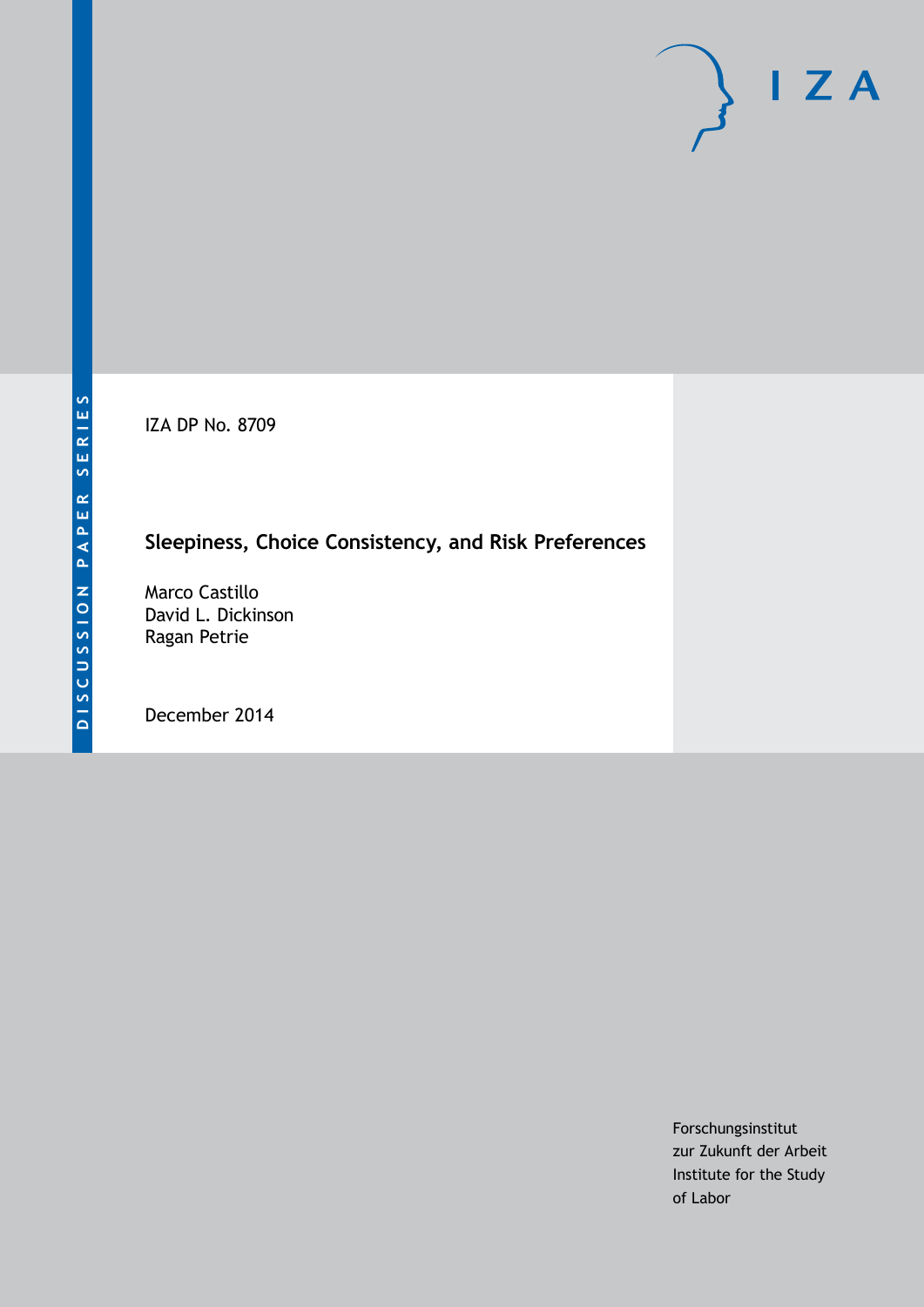DISCUSSION PAPER SERIES

IZA DP No. 8709

# Sleepiness, Choice Consistency, and Risk Preferences

Marco Castillo
David L. Dickinson
Ragan Petrie

December 2014

Forschungsinstitut
zur Zukunft der Arbeit
Institute for the Study
of Labor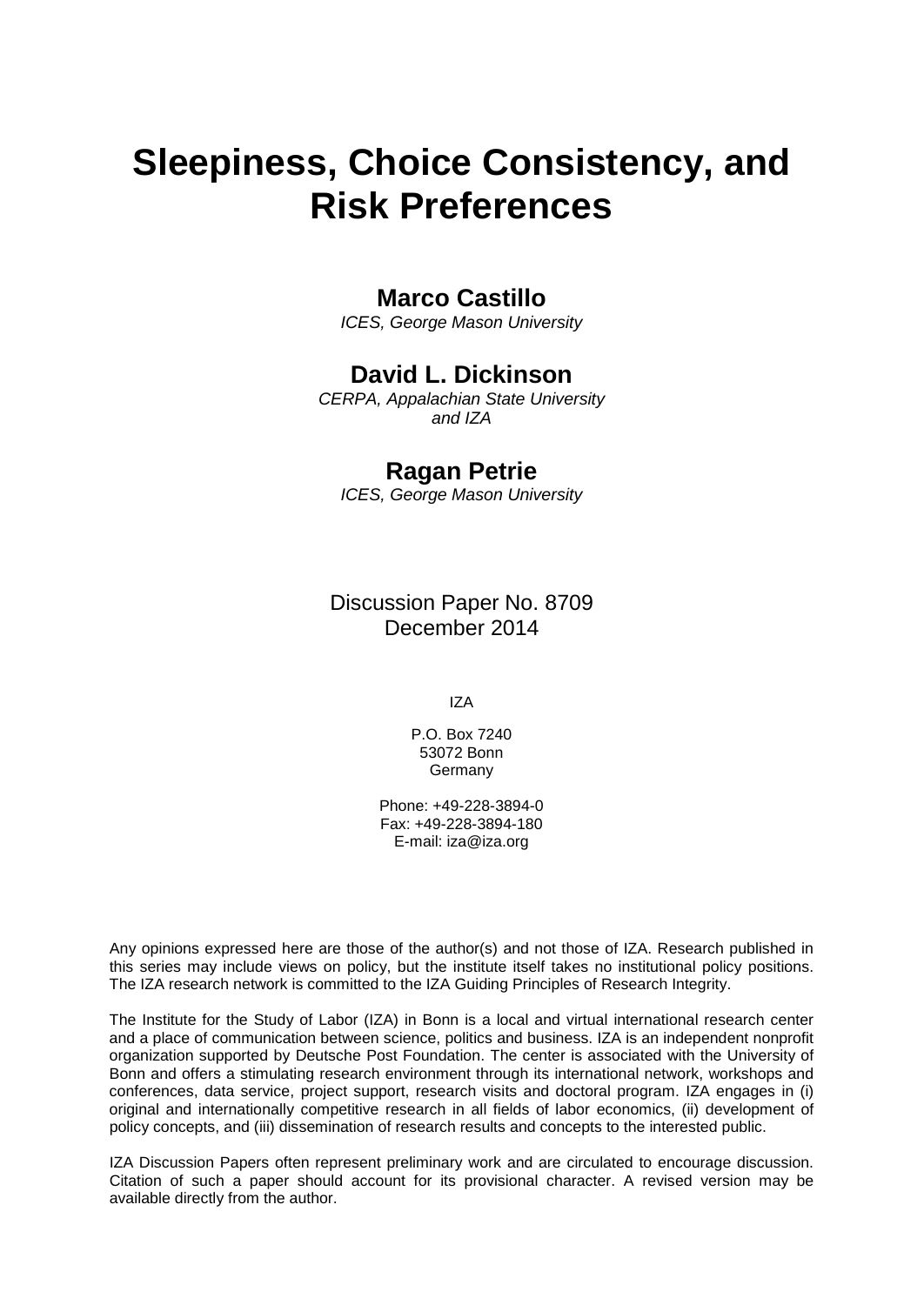# Sleepiness, Choice Consistency, and Risk Preferences

**Marco Castillo**
*ICES, George Mason University*

**David L. Dickinson**
*CERPA, Appalachian State University and IZA*

**Ragan Petrie**
*ICES, George Mason University*

Discussion Paper No. 8709
December 2014

IZA

P.O. Box 7240
53072 Bonn
Germany

Phone: +49-228-3894-0
Fax: +49-228-3894-180
E-mail: iza@iza.org

Any opinions expressed here are those of the author(s) and not those of IZA. Research published in this series may include views on policy, but the institute itself takes no institutional policy positions. The IZA research network is committed to the IZA Guiding Principles of Research Integrity.

The Institute for the Study of Labor (IZA) in Bonn is a local and virtual international research center and a place of communication between science, politics and business. IZA is an independent nonprofit organization supported by Deutsche Post Foundation. The center is associated with the University of Bonn and offers a stimulating research environment through its international network, workshops and conferences, data service, project support, research visits and doctoral program. IZA engages in (i) original and internationally competitive research in all fields of labor economics, (ii) development of policy concepts, and (iii) dissemination of research results and concepts to the interested public.

IZA Discussion Papers often represent preliminary work and are circulated to encourage discussion. Citation of such a paper should account for its provisional character. A revised version may be available directly from the author.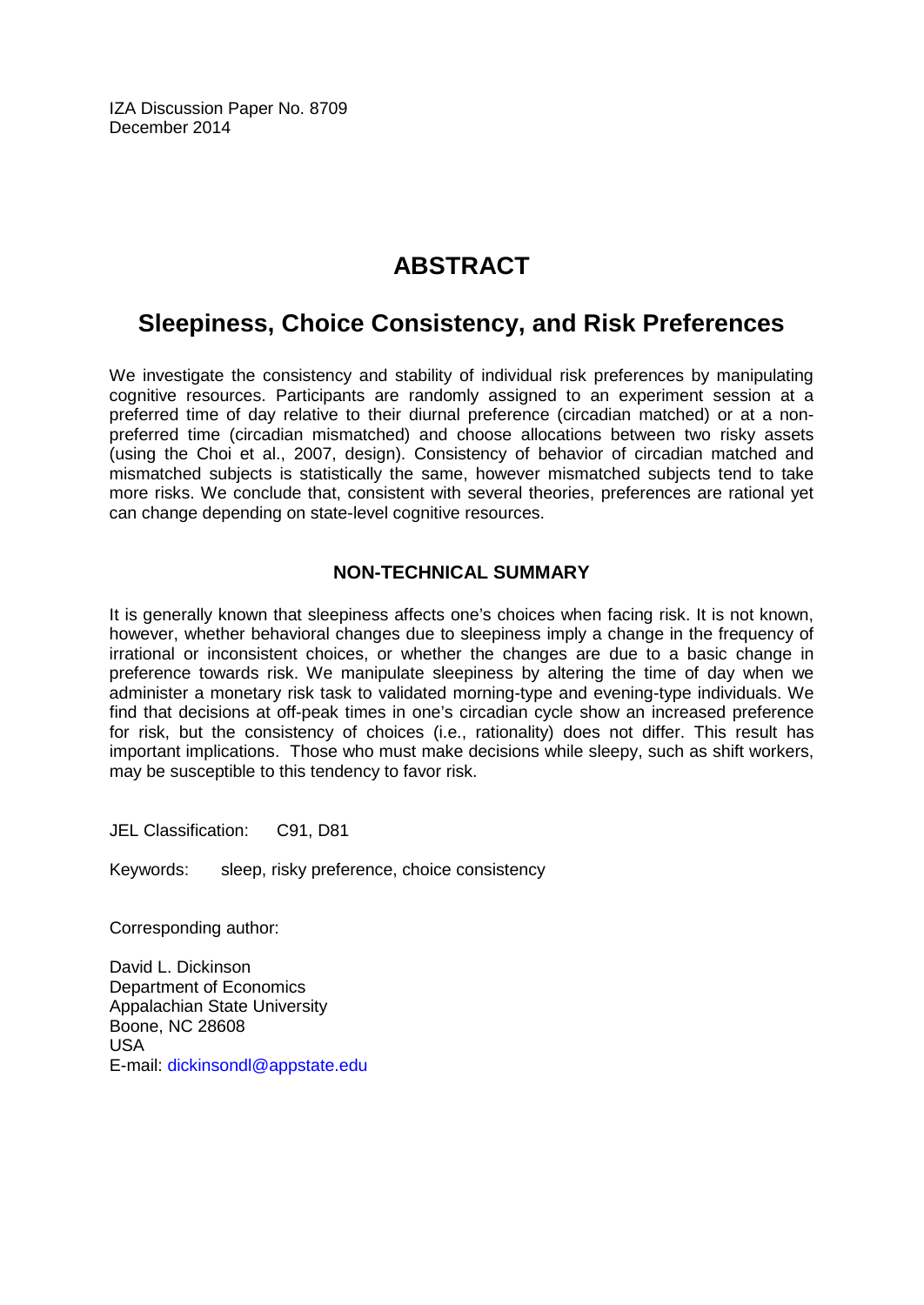IZA Discussion Paper No. 8709
December 2014

# ABSTRACT

## Sleepiness, Choice Consistency, and Risk Preferences

We investigate the consistency and stability of individual risk preferences by manipulating cognitive resources. Participants are randomly assigned to an experiment session at a preferred time of day relative to their diurnal preference (circadian matched) or at a non-preferred time (circadian mismatched) and choose allocations between two risky assets (using the Choi et al., 2007, design). Consistency of behavior of circadian matched and mismatched subjects is statistically the same, however mismatched subjects tend to take more risks. We conclude that, consistent with several theories, preferences are rational yet can change depending on state-level cognitive resources.

### NON-TECHNICAL SUMMARY

It is generally known that sleepiness affects one's choices when facing risk. It is not known, however, whether behavioral changes due to sleepiness imply a change in the frequency of irrational or inconsistent choices, or whether the changes are due to a basic change in preference towards risk. We manipulate sleepiness by altering the time of day when we administer a monetary risk task to validated morning-type and evening-type individuals. We find that decisions at off-peak times in one's circadian cycle show an increased preference for risk, but the consistency of choices (i.e., rationality) does not differ. This result has important implications. Those who must make decisions while sleepy, such as shift workers, may be susceptible to this tendency to favor risk.

JEL Classification: C91, D81

Keywords: sleep, risky preference, choice consistency

Corresponding author:

David L. Dickinson
Department of Economics
Appalachian State University
Boone, NC 28608
USA
E-mail: dickinsondl@appstate.edu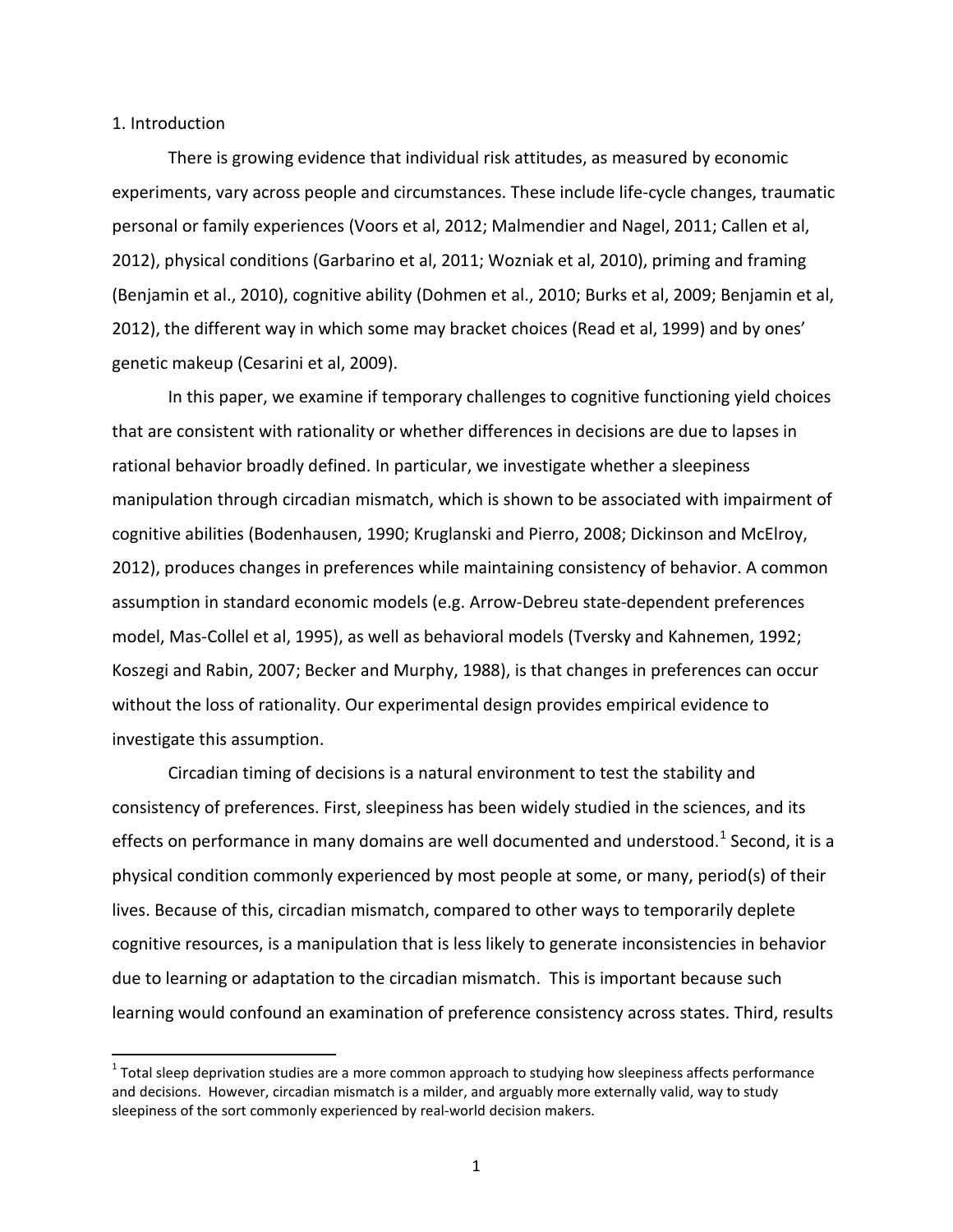## 1. Introduction

There is growing evidence that individual risk attitudes, as measured by economic experiments, vary across people and circumstances. These include life-cycle changes, traumatic personal or family experiences (Voors et al, 2012; Malmendier and Nagel, 2011; Callen et al, 2012), physical conditions (Garbarino et al, 2011; Wozniak et al, 2010), priming and framing (Benjamin et al., 2010), cognitive ability (Dohmen et al., 2010; Burks et al, 2009; Benjamin et al, 2012), the different way in which some may bracket choices (Read et al, 1999) and by ones' genetic makeup (Cesarini et al, 2009).

In this paper, we examine if temporary challenges to cognitive functioning yield choices that are consistent with rationality or whether differences in decisions are due to lapses in rational behavior broadly defined. In particular, we investigate whether a sleepiness manipulation through circadian mismatch, which is shown to be associated with impairment of cognitive abilities (Bodenhausen, 1990; Kruglanski and Pierro, 2008; Dickinson and McElroy, 2012), produces changes in preferences while maintaining consistency of behavior. A common assumption in standard economic models (e.g. Arrow-Debreu state-dependent preferences model, Mas-Collel et al, 1995), as well as behavioral models (Tversky and Kahnemen, 1992; Koszegi and Rabin, 2007; Becker and Murphy, 1988), is that changes in preferences can occur without the loss of rationality. Our experimental design provides empirical evidence to investigate this assumption.

Circadian timing of decisions is a natural environment to test the stability and consistency of preferences. First, sleepiness has been widely studied in the sciences, and its effects on performance in many domains are well documented and understood.[1] Second, it is a physical condition commonly experienced by most people at some, or many, period(s) of their lives. Because of this, circadian mismatch, compared to other ways to temporarily deplete cognitive resources, is a manipulation that is less likely to generate inconsistencies in behavior due to learning or adaptation to the circadian mismatch. This is important because such learning would confound an examination of preference consistency across states. Third, results

[1] Total sleep deprivation studies are a more common approach to studying how sleepiness affects performance and decisions. However, circadian mismatch is a milder, and arguably more externally valid, way to study sleepiness of the sort commonly experienced by real-world decision makers.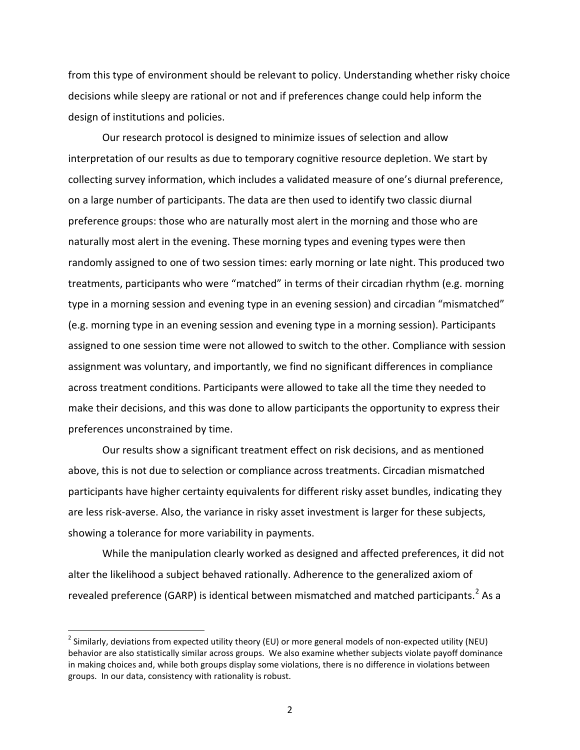from this type of environment should be relevant to policy. Understanding whether risky choice decisions while sleepy are rational or not and if preferences change could help inform the design of institutions and policies.

Our research protocol is designed to minimize issues of selection and allow interpretation of our results as due to temporary cognitive resource depletion. We start by collecting survey information, which includes a validated measure of one's diurnal preference, on a large number of participants. The data are then used to identify two classic diurnal preference groups: those who are naturally most alert in the morning and those who are naturally most alert in the evening. These morning types and evening types were then randomly assigned to one of two session times: early morning or late night. This produced two treatments, participants who were "matched" in terms of their circadian rhythm (e.g. morning type in a morning session and evening type in an evening session) and circadian "mismatched" (e.g. morning type in an evening session and evening type in a morning session). Participants assigned to one session time were not allowed to switch to the other. Compliance with session assignment was voluntary, and importantly, we find no significant differences in compliance across treatment conditions. Participants were allowed to take all the time they needed to make their decisions, and this was done to allow participants the opportunity to express their preferences unconstrained by time.

Our results show a significant treatment effect on risk decisions, and as mentioned above, this is not due to selection or compliance across treatments. Circadian mismatched participants have higher certainty equivalents for different risky asset bundles, indicating they are less risk-averse. Also, the variance in risky asset investment is larger for these subjects, showing a tolerance for more variability in payments.

While the manipulation clearly worked as designed and affected preferences, it did not alter the likelihood a subject behaved rationally. Adherence to the generalized axiom of revealed preference (GARP) is identical between mismatched and matched participants.[2] As a

[2] Similarly, deviations from expected utility theory (EU) or more general models of non-expected utility (NEU) behavior are also statistically similar across groups. We also examine whether subjects violate payoff dominance in making choices and, while both groups display some violations, there is no difference in violations between groups. In our data, consistency with rationality is robust.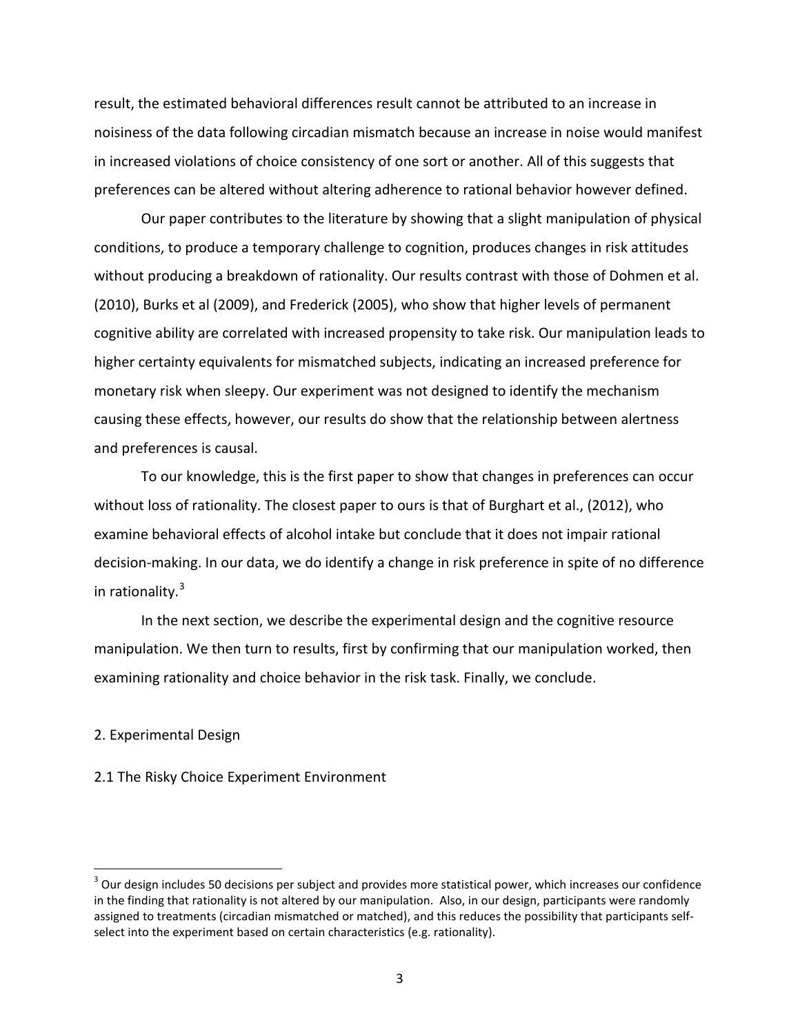result, the estimated behavioral differences result cannot be attributed to an increase in noisiness of the data following circadian mismatch because an increase in noise would manifest in increased violations of choice consistency of one sort or another. All of this suggests that preferences can be altered without altering adherence to rational behavior however defined.

Our paper contributes to the literature by showing that a slight manipulation of physical conditions, to produce a temporary challenge to cognition, produces changes in risk attitudes without producing a breakdown of rationality. Our results contrast with those of Dohmen et al. (2010), Burks et al (2009), and Frederick (2005), who show that higher levels of permanent cognitive ability are correlated with increased propensity to take risk. Our manipulation leads to higher certainty equivalents for mismatched subjects, indicating an increased preference for monetary risk when sleepy. Our experiment was not designed to identify the mechanism causing these effects, however, our results do show that the relationship between alertness and preferences is causal.

To our knowledge, this is the first paper to show that changes in preferences can occur without loss of rationality. The closest paper to ours is that of Burghart et al., (2012), who examine behavioral effects of alcohol intake but conclude that it does not impair rational decision-making. In our data, we do identify a change in risk preference in spite of no difference in rationality.[3]

In the next section, we describe the experimental design and the cognitive resource manipulation. We then turn to results, first by confirming that our manipulation worked, then examining rationality and choice behavior in the risk task. Finally, we conclude.

## 2. Experimental Design

### 2.1 The Risky Choice Experiment Environment

[3] Our design includes 50 decisions per subject and provides more statistical power, which increases our confidence in the finding that rationality is not altered by our manipulation. Also, in our design, participants were randomly assigned to treatments (circadian mismatched or matched), and this reduces the possibility that participants self-select into the experiment based on certain characteristics (e.g. rationality).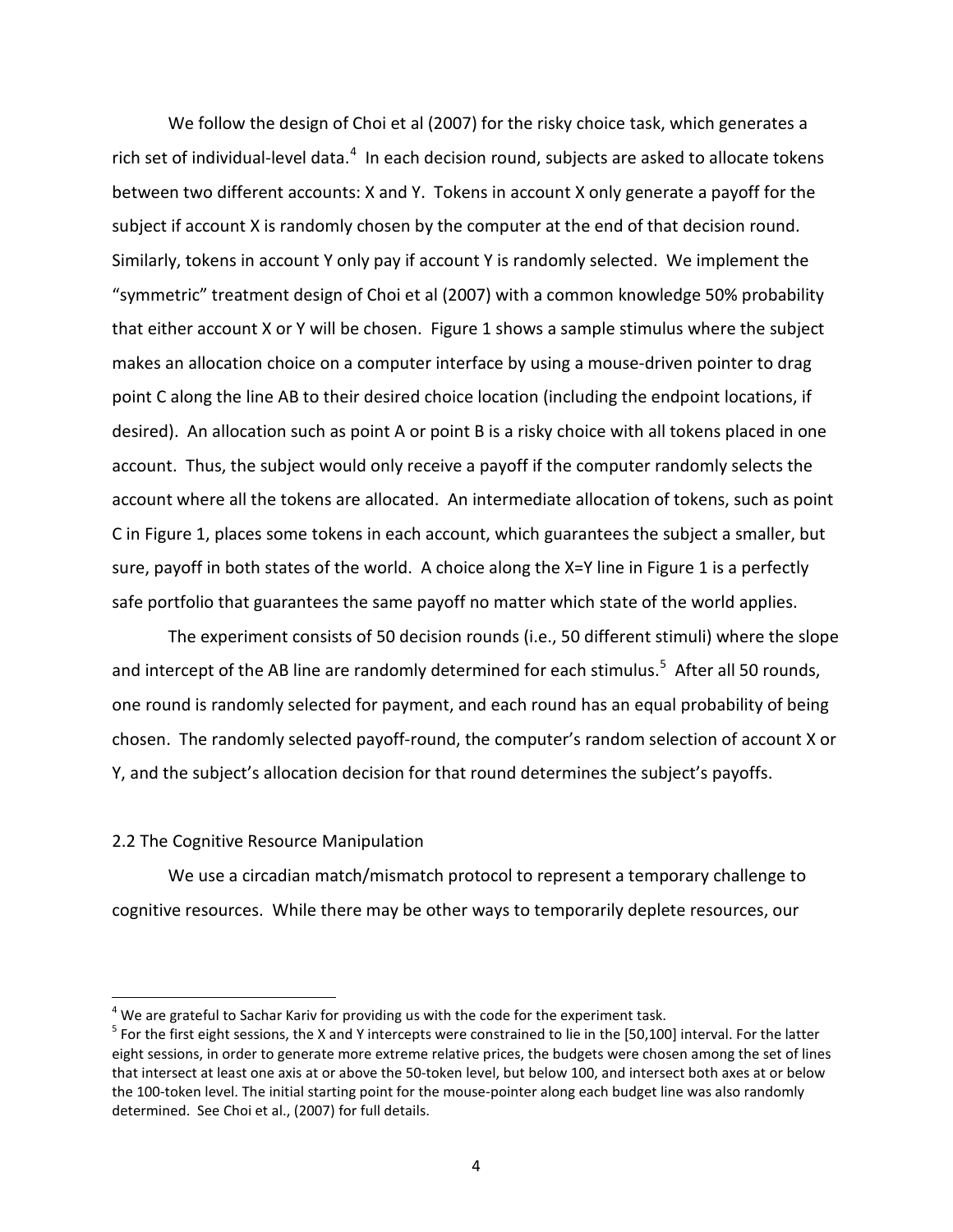We follow the design of Choi et al (2007) for the risky choice task, which generates a rich set of individual-level data.[4] In each decision round, subjects are asked to allocate tokens between two different accounts: X and Y. Tokens in account X only generate a payoff for the subject if account X is randomly chosen by the computer at the end of that decision round. Similarly, tokens in account Y only pay if account Y is randomly selected. We implement the "symmetric" treatment design of Choi et al (2007) with a common knowledge 50% probability that either account X or Y will be chosen. Figure 1 shows a sample stimulus where the subject makes an allocation choice on a computer interface by using a mouse-driven pointer to drag point C along the line AB to their desired choice location (including the endpoint locations, if desired). An allocation such as point A or point B is a risky choice with all tokens placed in one account. Thus, the subject would only receive a payoff if the computer randomly selects the account where all the tokens are allocated. An intermediate allocation of tokens, such as point C in Figure 1, places some tokens in each account, which guarantees the subject a smaller, but sure, payoff in both states of the world. A choice along the X=Y line in Figure 1 is a perfectly safe portfolio that guarantees the same payoff no matter which state of the world applies.

The experiment consists of 50 decision rounds (i.e., 50 different stimuli) where the slope and intercept of the AB line are randomly determined for each stimulus.[5] After all 50 rounds, one round is randomly selected for payment, and each round has an equal probability of being chosen. The randomly selected payoff-round, the computer's random selection of account X or Y, and the subject's allocation decision for that round determines the subject's payoffs.

## 2.2 The Cognitive Resource Manipulation

We use a circadian match/mismatch protocol to represent a temporary challenge to cognitive resources. While there may be other ways to temporarily deplete resources, our

---

[4] We are grateful to Sachar Kariv for providing us with the code for the experiment task.

[5] For the first eight sessions, the X and Y intercepts were constrained to lie in the [50,100] interval. For the latter eight sessions, in order to generate more extreme relative prices, the budgets were chosen among the set of lines that intersect at least one axis at or above the 50-token level, but below 100, and intersect both axes at or below the 100-token level. The initial starting point for the mouse-pointer along each budget line was also randomly determined. See Choi et al., (2007) for full details.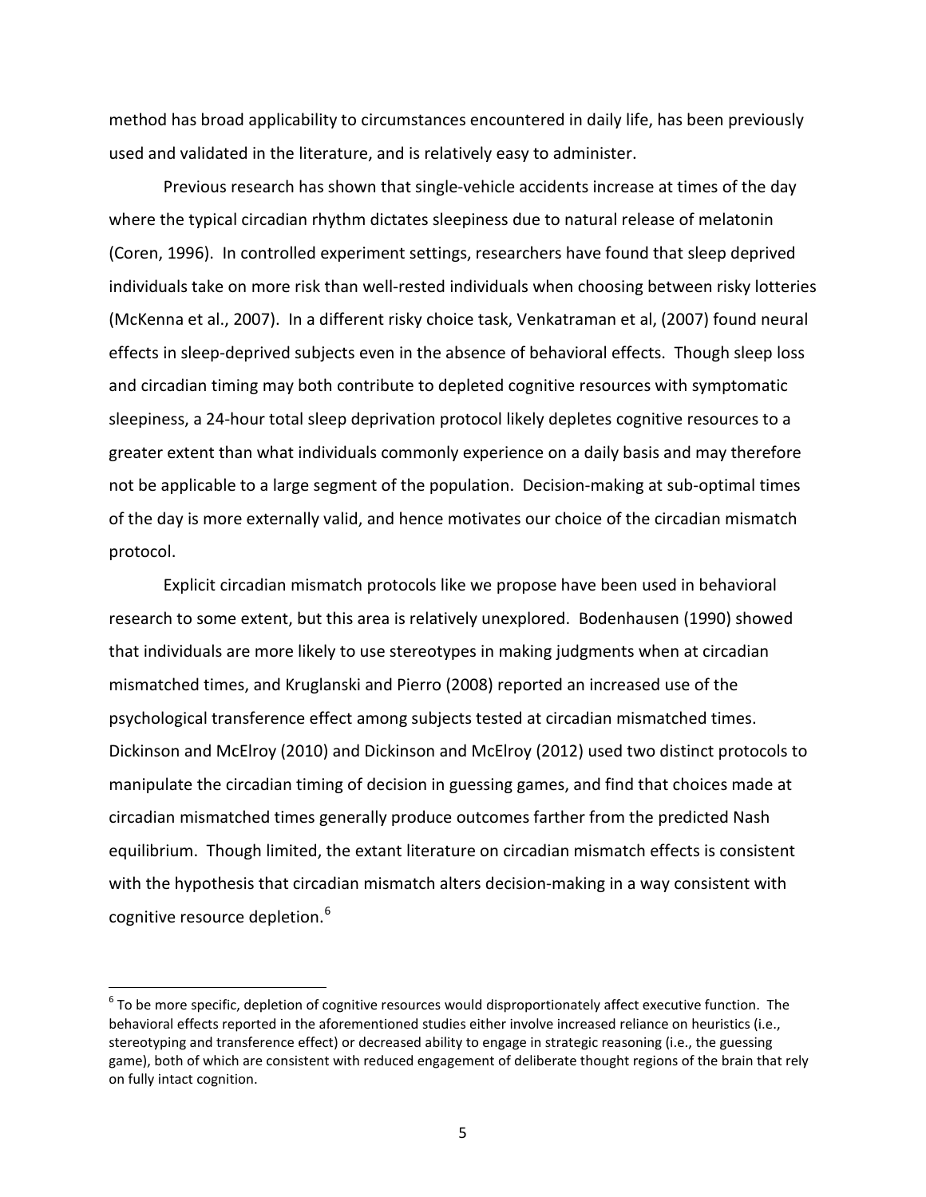method has broad applicability to circumstances encountered in daily life, has been previously used and validated in the literature, and is relatively easy to administer.

Previous research has shown that single-vehicle accidents increase at times of the day where the typical circadian rhythm dictates sleepiness due to natural release of melatonin (Coren, 1996). In controlled experiment settings, researchers have found that sleep deprived individuals take on more risk than well-rested individuals when choosing between risky lotteries (McKenna et al., 2007). In a different risky choice task, Venkatraman et al, (2007) found neural effects in sleep-deprived subjects even in the absence of behavioral effects. Though sleep loss and circadian timing may both contribute to depleted cognitive resources with symptomatic sleepiness, a 24-hour total sleep deprivation protocol likely depletes cognitive resources to a greater extent than what individuals commonly experience on a daily basis and may therefore not be applicable to a large segment of the population. Decision-making at sub-optimal times of the day is more externally valid, and hence motivates our choice of the circadian mismatch protocol.

Explicit circadian mismatch protocols like we propose have been used in behavioral research to some extent, but this area is relatively unexplored. Bodenhausen (1990) showed that individuals are more likely to use stereotypes in making judgments when at circadian mismatched times, and Kruglanski and Pierro (2008) reported an increased use of the psychological transference effect among subjects tested at circadian mismatched times. Dickinson and McElroy (2010) and Dickinson and McElroy (2012) used two distinct protocols to manipulate the circadian timing of decision in guessing games, and find that choices made at circadian mismatched times generally produce outcomes farther from the predicted Nash equilibrium. Though limited, the extant literature on circadian mismatch effects is consistent with the hypothesis that circadian mismatch alters decision-making in a way consistent with cognitive resource depletion.[6]

[6] To be more specific, depletion of cognitive resources would disproportionately affect executive function. The behavioral effects reported in the aforementioned studies either involve increased reliance on heuristics (i.e., stereotyping and transference effect) or decreased ability to engage in strategic reasoning (i.e., the guessing game), both of which are consistent with reduced engagement of deliberate thought regions of the brain that rely on fully intact cognition.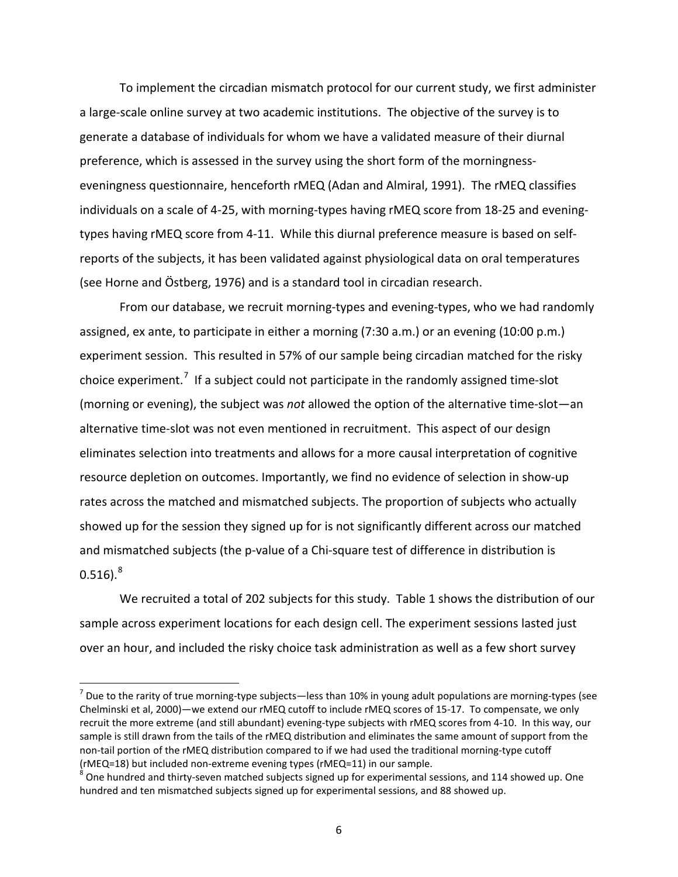To implement the circadian mismatch protocol for our current study, we first administer a large-scale online survey at two academic institutions. The objective of the survey is to generate a database of individuals for whom we have a validated measure of their diurnal preference, which is assessed in the survey using the short form of the morningness-eveningness questionnaire, henceforth rMEQ (Adan and Almiral, 1991). The rMEQ classifies individuals on a scale of 4-25, with morning-types having rMEQ score from 18-25 and evening-types having rMEQ score from 4-11. While this diurnal preference measure is based on self-reports of the subjects, it has been validated against physiological data on oral temperatures (see Horne and Östberg, 1976) and is a standard tool in circadian research.

From our database, we recruit morning-types and evening-types, who we had randomly assigned, ex ante, to participate in either a morning (7:30 a.m.) or an evening (10:00 p.m.) experiment session. This resulted in 57% of our sample being circadian matched for the risky choice experiment.[7] If a subject could not participate in the randomly assigned time-slot (morning or evening), the subject was *not* allowed the option of the alternative time-slot—an alternative time-slot was not even mentioned in recruitment. This aspect of our design eliminates selection into treatments and allows for a more causal interpretation of cognitive resource depletion on outcomes. Importantly, we find no evidence of selection in show-up rates across the matched and mismatched subjects. The proportion of subjects who actually showed up for the session they signed up for is not significantly different across our matched and mismatched subjects (the p-value of a Chi-square test of difference in distribution is 0.516).[8]

We recruited a total of 202 subjects for this study. Table 1 shows the distribution of our sample across experiment locations for each design cell. The experiment sessions lasted just over an hour, and included the risky choice task administration as well as a few short survey

[7] Due to the rarity of true morning-type subjects—less than 10% in young adult populations are morning-types (see Chelminski et al, 2000)—we extend our rMEQ cutoff to include rMEQ scores of 15-17. To compensate, we only recruit the more extreme (and still abundant) evening-type subjects with rMEQ scores from 4-10. In this way, our sample is still drawn from the tails of the rMEQ distribution and eliminates the same amount of support from the non-tail portion of the rMEQ distribution compared to if we had used the traditional morning-type cutoff (rMEQ=18) but included non-extreme evening types (rMEQ=11) in our sample.

[8] One hundred and thirty-seven matched subjects signed up for experimental sessions, and 114 showed up. One hundred and ten mismatched subjects signed up for experimental sessions, and 88 showed up.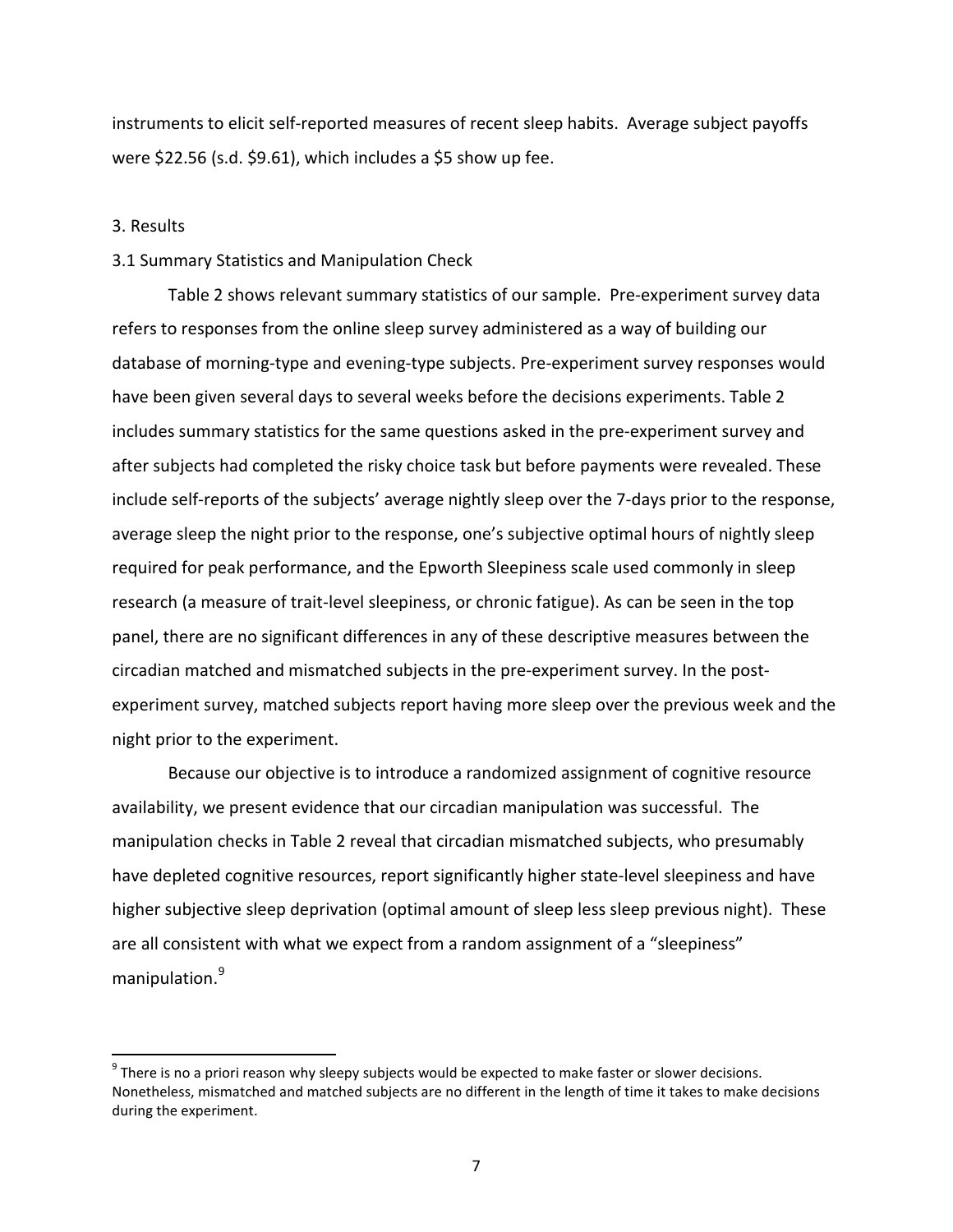instruments to elicit self-reported measures of recent sleep habits. Average subject payoffs were $22.56 (s.d. $9.61), which includes a $5 show up fee.

## 3. Results

### 3.1 Summary Statistics and Manipulation Check

Table 2 shows relevant summary statistics of our sample. Pre-experiment survey data refers to responses from the online sleep survey administered as a way of building our database of morning-type and evening-type subjects. Pre-experiment survey responses would have been given several days to several weeks before the decisions experiments. Table 2 includes summary statistics for the same questions asked in the pre-experiment survey and after subjects had completed the risky choice task but before payments were revealed. These include self-reports of the subjects' average nightly sleep over the 7-days prior to the response, average sleep the night prior to the response, one's subjective optimal hours of nightly sleep required for peak performance, and the Epworth Sleepiness scale used commonly in sleep research (a measure of trait-level sleepiness, or chronic fatigue). As can be seen in the top panel, there are no significant differences in any of these descriptive measures between the circadian matched and mismatched subjects in the pre-experiment survey. In the post-experiment survey, matched subjects report having more sleep over the previous week and the night prior to the experiment.

Because our objective is to introduce a randomized assignment of cognitive resource availability, we present evidence that our circadian manipulation was successful. The manipulation checks in Table 2 reveal that circadian mismatched subjects, who presumably have depleted cognitive resources, report significantly higher state-level sleepiness and have higher subjective sleep deprivation (optimal amount of sleep less sleep previous night). These are all consistent with what we expect from a random assignment of a "sleepiness" manipulation.[9]

---

[9] There is no a priori reason why sleepy subjects would be expected to make faster or slower decisions. Nonetheless, mismatched and matched subjects are no different in the length of time it takes to make decisions during the experiment.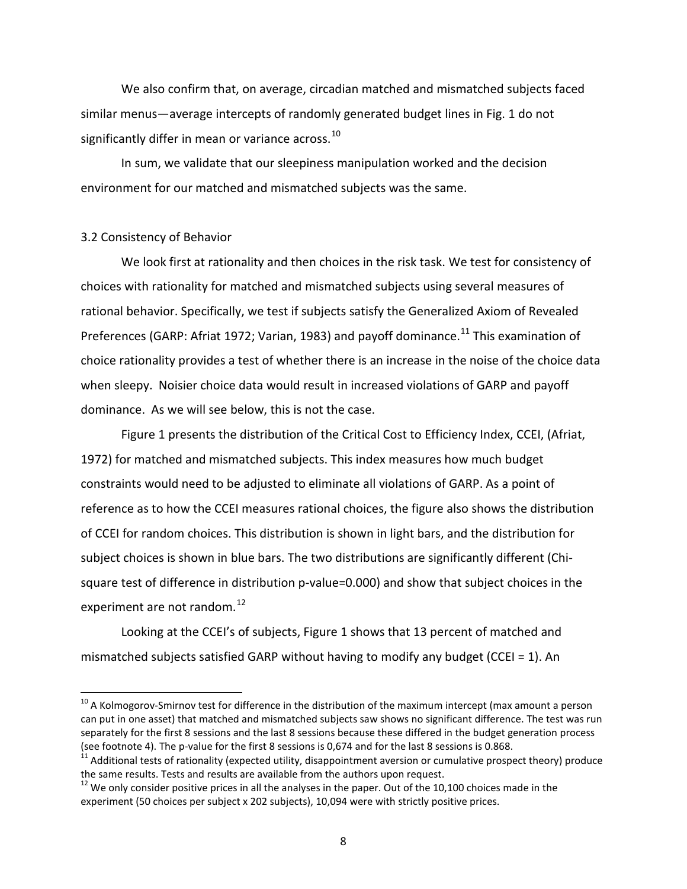We also confirm that, on average, circadian matched and mismatched subjects faced similar menus—average intercepts of randomly generated budget lines in Fig. 1 do not significantly differ in mean or variance across.[10]

In sum, we validate that our sleepiness manipulation worked and the decision environment for our matched and mismatched subjects was the same.

### 3.2 Consistency of Behavior

We look first at rationality and then choices in the risk task. We test for consistency of choices with rationality for matched and mismatched subjects using several measures of rational behavior. Specifically, we test if subjects satisfy the Generalized Axiom of Revealed Preferences (GARP: Afriat 1972; Varian, 1983) and payoff dominance.[11] This examination of choice rationality provides a test of whether there is an increase in the noise of the choice data when sleepy. Noisier choice data would result in increased violations of GARP and payoff dominance. As we will see below, this is not the case.

Figure 1 presents the distribution of the Critical Cost to Efficiency Index, CCEI, (Afriat, 1972) for matched and mismatched subjects. This index measures how much budget constraints would need to be adjusted to eliminate all violations of GARP. As a point of reference as to how the CCEI measures rational choices, the figure also shows the distribution of CCEI for random choices. This distribution is shown in light bars, and the distribution for subject choices is shown in blue bars. The two distributions are significantly different (Chi-square test of difference in distribution p-value=0.000) and show that subject choices in the experiment are not random.[12]

Looking at the CCEI's of subjects, Figure 1 shows that 13 percent of matched and mismatched subjects satisfied GARP without having to modify any budget (CCEI = 1). An

---

[10] A Kolmogorov-Smirnov test for difference in the distribution of the maximum intercept (max amount a person can put in one asset) that matched and mismatched subjects saw shows no significant difference. The test was run separately for the first 8 sessions and the last 8 sessions because these differed in the budget generation process (see footnote 4). The p-value for the first 8 sessions is 0,674 and for the last 8 sessions is 0.868.

[11] Additional tests of rationality (expected utility, disappointment aversion or cumulative prospect theory) produce the same results. Tests and results are available from the authors upon request.

[12] We only consider positive prices in all the analyses in the paper. Out of the 10,100 choices made in the experiment (50 choices per subject x 202 subjects), 10,094 were with strictly positive prices.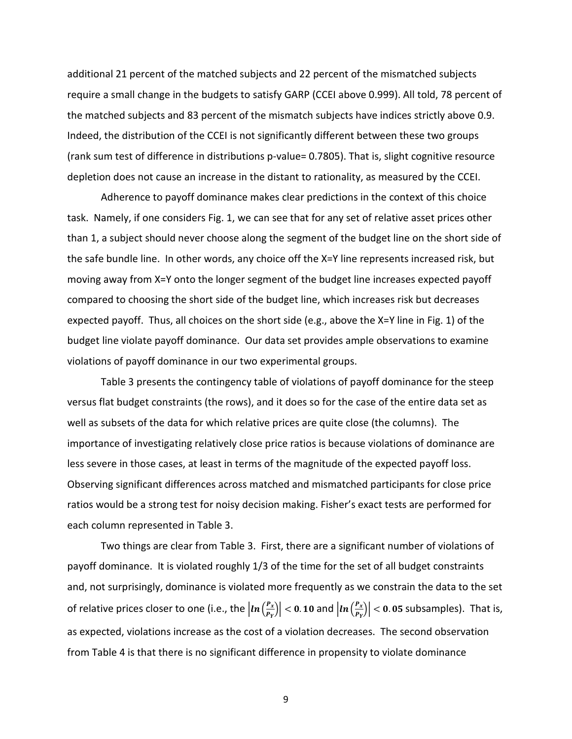additional 21 percent of the matched subjects and 22 percent of the mismatched subjects require a small change in the budgets to satisfy GARP (CCEI above 0.999). All told, 78 percent of the matched subjects and 83 percent of the mismatch subjects have indices strictly above 0.9. Indeed, the distribution of the CCEI is not significantly different between these two groups (rank sum test of difference in distributions p-value= 0.7805). That is, slight cognitive resource depletion does not cause an increase in the distant to rationality, as measured by the CCEI.

Adherence to payoff dominance makes clear predictions in the context of this choice task. Namely, if one considers Fig. 1, we can see that for any set of relative asset prices other than 1, a subject should never choose along the segment of the budget line on the short side of the safe bundle line. In other words, any choice off the X=Y line represents increased risk, but moving away from X=Y onto the longer segment of the budget line increases expected payoff compared to choosing the short side of the budget line, which increases risk but decreases expected payoff. Thus, all choices on the short side (e.g., above the X=Y line in Fig. 1) of the budget line violate payoff dominance. Our data set provides ample observations to examine violations of payoff dominance in our two experimental groups.

Table 3 presents the contingency table of violations of payoff dominance for the steep versus flat budget constraints (the rows), and it does so for the case of the entire data set as well as subsets of the data for which relative prices are quite close (the columns). The importance of investigating relatively close price ratios is because violations of dominance are less severe in those cases, at least in terms of the magnitude of the expected payoff loss. Observing significant differences across matched and mismatched participants for close price ratios would be a strong test for noisy decision making. Fisher's exact tests are performed for each column represented in Table 3.

Two things are clear from Table 3. First, there are a significant number of violations of payoff dominance. It is violated roughly 1/3 of the time for the set of all budget constraints and, not surprisingly, dominance is violated more frequently as we constrain the data to the set of relative prices closer to one (i.e., the $\left|\boldsymbol{ln}\left(\frac{P_x}{P_Y}\right)\right| < \mathbf{0.10}$ and $\left|\boldsymbol{ln}\left(\frac{P_x}{P_Y}\right)\right| < \mathbf{0.05}$ subsamples). That is, as expected, violations increase as the cost of a violation decreases. The second observation from Table 4 is that there is no significant difference in propensity to violate dominance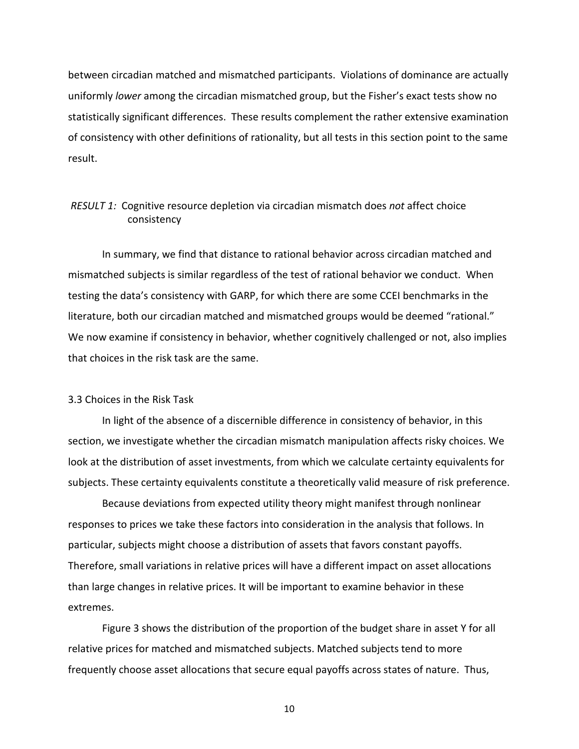between circadian matched and mismatched participants. Violations of dominance are actually uniformly *lower* among the circadian mismatched group, but the Fisher's exact tests show no statistically significant differences. These results complement the rather extensive examination of consistency with other definitions of rationality, but all tests in this section point to the same result.

*RESULT 1:* Cognitive resource depletion via circadian mismatch does *not* affect choice consistency

In summary, we find that distance to rational behavior across circadian matched and mismatched subjects is similar regardless of the test of rational behavior we conduct. When testing the data's consistency with GARP, for which there are some CCEI benchmarks in the literature, both our circadian matched and mismatched groups would be deemed "rational." We now examine if consistency in behavior, whether cognitively challenged or not, also implies that choices in the risk task are the same.

### 3.3 Choices in the Risk Task

In light of the absence of a discernible difference in consistency of behavior, in this section, we investigate whether the circadian mismatch manipulation affects risky choices. We look at the distribution of asset investments, from which we calculate certainty equivalents for subjects. These certainty equivalents constitute a theoretically valid measure of risk preference.

Because deviations from expected utility theory might manifest through nonlinear responses to prices we take these factors into consideration in the analysis that follows. In particular, subjects might choose a distribution of assets that favors constant payoffs. Therefore, small variations in relative prices will have a different impact on asset allocations than large changes in relative prices. It will be important to examine behavior in these extremes.

Figure 3 shows the distribution of the proportion of the budget share in asset Y for all relative prices for matched and mismatched subjects. Matched subjects tend to more frequently choose asset allocations that secure equal payoffs across states of nature. Thus,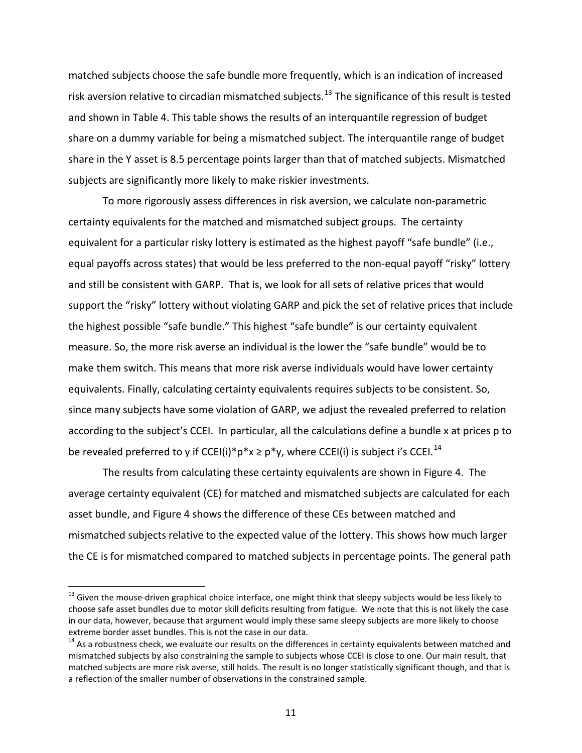matched subjects choose the safe bundle more frequently, which is an indication of increased risk aversion relative to circadian mismatched subjects.[13] The significance of this result is tested and shown in Table 4. This table shows the results of an interquantile regression of budget share on a dummy variable for being a mismatched subject. The interquantile range of budget share in the Y asset is 8.5 percentage points larger than that of matched subjects. Mismatched subjects are significantly more likely to make riskier investments.

To more rigorously assess differences in risk aversion, we calculate non-parametric certainty equivalents for the matched and mismatched subject groups. The certainty equivalent for a particular risky lottery is estimated as the highest payoff "safe bundle" (i.e., equal payoffs across states) that would be less preferred to the non-equal payoff "risky" lottery and still be consistent with GARP. That is, we look for all sets of relative prices that would support the "risky" lottery without violating GARP and pick the set of relative prices that include the highest possible "safe bundle." This highest "safe bundle" is our certainty equivalent measure. So, the more risk averse an individual is the lower the "safe bundle" would be to make them switch. This means that more risk averse individuals would have lower certainty equivalents. Finally, calculating certainty equivalents requires subjects to be consistent. So, since many subjects have some violation of GARP, we adjust the revealed preferred to relation according to the subject's CCEI. In particular, all the calculations define a bundle x at prices p to be revealed preferred to y if $CCEI(i)*p*x \geq p*y$, where CCEI(i) is subject i's CCEI.[14]

The results from calculating these certainty equivalents are shown in Figure 4. The average certainty equivalent (CE) for matched and mismatched subjects are calculated for each asset bundle, and Figure 4 shows the difference of these CEs between matched and mismatched subjects relative to the expected value of the lottery. This shows how much larger the CE is for mismatched compared to matched subjects in percentage points. The general path

---

[13] Given the mouse-driven graphical choice interface, one might think that sleepy subjects would be less likely to choose safe asset bundles due to motor skill deficits resulting from fatigue. We note that this is not likely the case in our data, however, because that argument would imply these same sleepy subjects are more likely to choose extreme border asset bundles. This is not the case in our data.

[14] As a robustness check, we evaluate our results on the differences in certainty equivalents between matched and mismatched subjects by also constraining the sample to subjects whose CCEI is close to one. Our main result, that matched subjects are more risk averse, still holds. The result is no longer statistically significant though, and that is a reflection of the smaller number of observations in the constrained sample.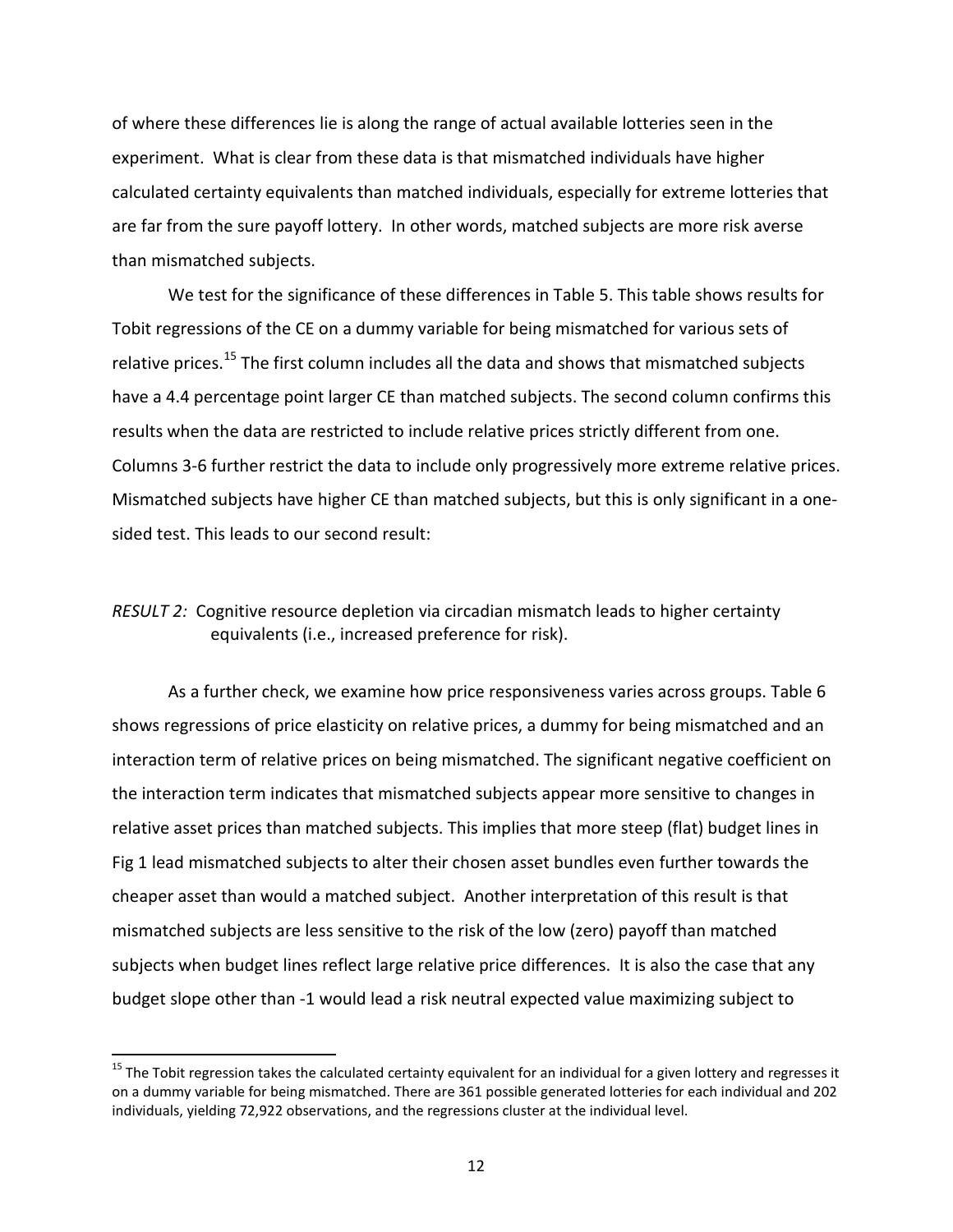of where these differences lie is along the range of actual available lotteries seen in the experiment. What is clear from these data is that mismatched individuals have higher calculated certainty equivalents than matched individuals, especially for extreme lotteries that are far from the sure payoff lottery. In other words, matched subjects are more risk averse than mismatched subjects.

We test for the significance of these differences in Table 5. This table shows results for Tobit regressions of the CE on a dummy variable for being mismatched for various sets of relative prices.[15] The first column includes all the data and shows that mismatched subjects have a 4.4 percentage point larger CE than matched subjects. The second column confirms this results when the data are restricted to include relative prices strictly different from one. Columns 3-6 further restrict the data to include only progressively more extreme relative prices. Mismatched subjects have higher CE than matched subjects, but this is only significant in a one-sided test. This leads to our second result:

*RESULT 2:* Cognitive resource depletion via circadian mismatch leads to higher certainty equivalents (i.e., increased preference for risk).

As a further check, we examine how price responsiveness varies across groups. Table 6 shows regressions of price elasticity on relative prices, a dummy for being mismatched and an interaction term of relative prices on being mismatched. The significant negative coefficient on the interaction term indicates that mismatched subjects appear more sensitive to changes in relative asset prices than matched subjects. This implies that more steep (flat) budget lines in Fig 1 lead mismatched subjects to alter their chosen asset bundles even further towards the cheaper asset than would a matched subject. Another interpretation of this result is that mismatched subjects are less sensitive to the risk of the low (zero) payoff than matched subjects when budget lines reflect large relative price differences. It is also the case that any budget slope other than -1 would lead a risk neutral expected value maximizing subject to

[15] The Tobit regression takes the calculated certainty equivalent for an individual for a given lottery and regresses it on a dummy variable for being mismatched. There are 361 possible generated lotteries for each individual and 202 individuals, yielding 72,922 observations, and the regressions cluster at the individual level.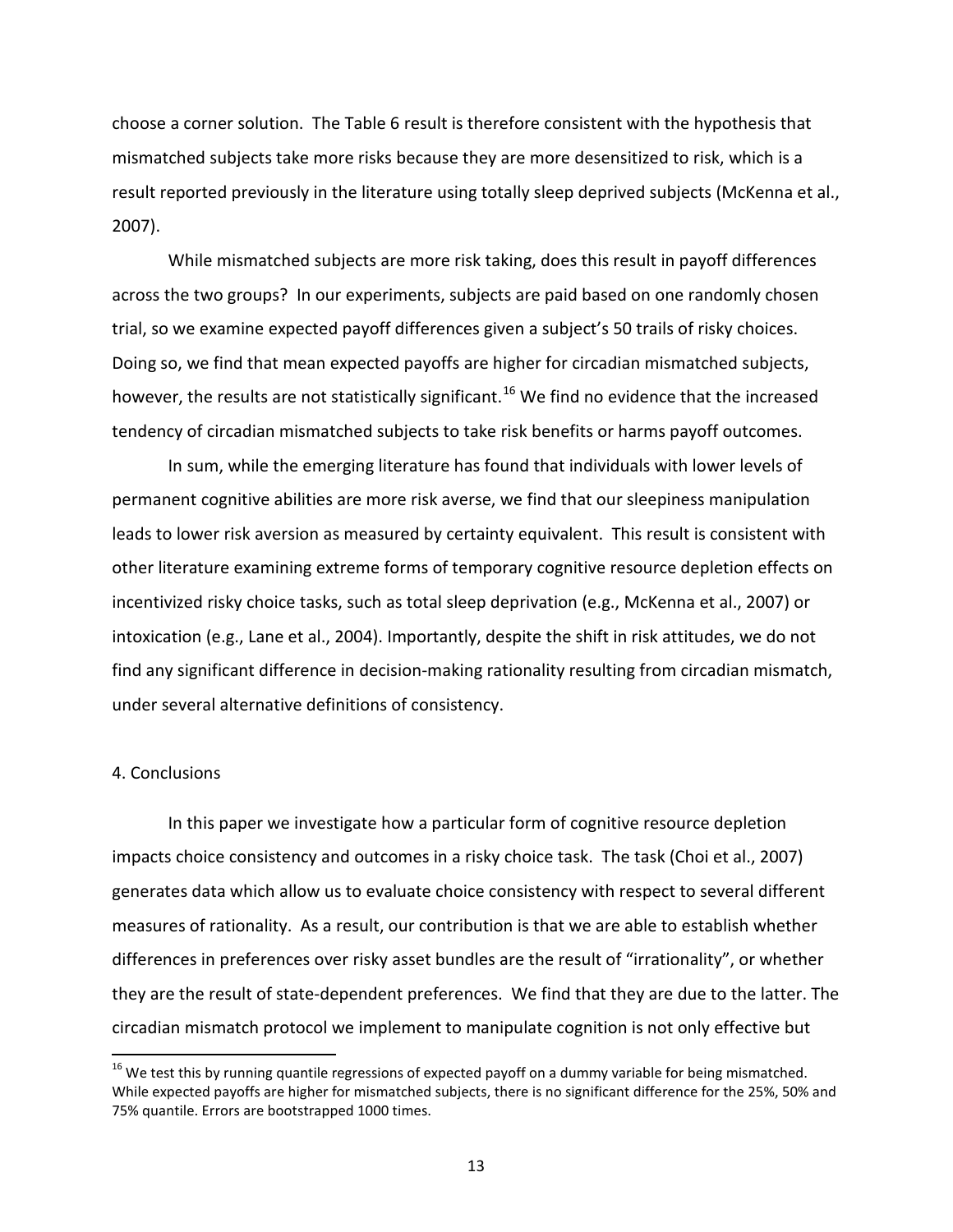choose a corner solution. The Table 6 result is therefore consistent with the hypothesis that mismatched subjects take more risks because they are more desensitized to risk, which is a result reported previously in the literature using totally sleep deprived subjects (McKenna et al., 2007).

While mismatched subjects are more risk taking, does this result in payoff differences across the two groups? In our experiments, subjects are paid based on one randomly chosen trial, so we examine expected payoff differences given a subject's 50 trails of risky choices. Doing so, we find that mean expected payoffs are higher for circadian mismatched subjects, however, the results are not statistically significant.[16] We find no evidence that the increased tendency of circadian mismatched subjects to take risk benefits or harms payoff outcomes.

In sum, while the emerging literature has found that individuals with lower levels of permanent cognitive abilities are more risk averse, we find that our sleepiness manipulation leads to lower risk aversion as measured by certainty equivalent. This result is consistent with other literature examining extreme forms of temporary cognitive resource depletion effects on incentivized risky choice tasks, such as total sleep deprivation (e.g., McKenna et al., 2007) or intoxication (e.g., Lane et al., 2004). Importantly, despite the shift in risk attitudes, we do not find any significant difference in decision-making rationality resulting from circadian mismatch, under several alternative definitions of consistency.

## 4. Conclusions

In this paper we investigate how a particular form of cognitive resource depletion impacts choice consistency and outcomes in a risky choice task. The task (Choi et al., 2007) generates data which allow us to evaluate choice consistency with respect to several different measures of rationality. As a result, our contribution is that we are able to establish whether differences in preferences over risky asset bundles are the result of "irrationality", or whether they are the result of state-dependent preferences. We find that they are due to the latter. The circadian mismatch protocol we implement to manipulate cognition is not only effective but

[16] We test this by running quantile regressions of expected payoff on a dummy variable for being mismatched. While expected payoffs are higher for mismatched subjects, there is no significant difference for the 25%, 50% and 75% quantile. Errors are bootstrapped 1000 times.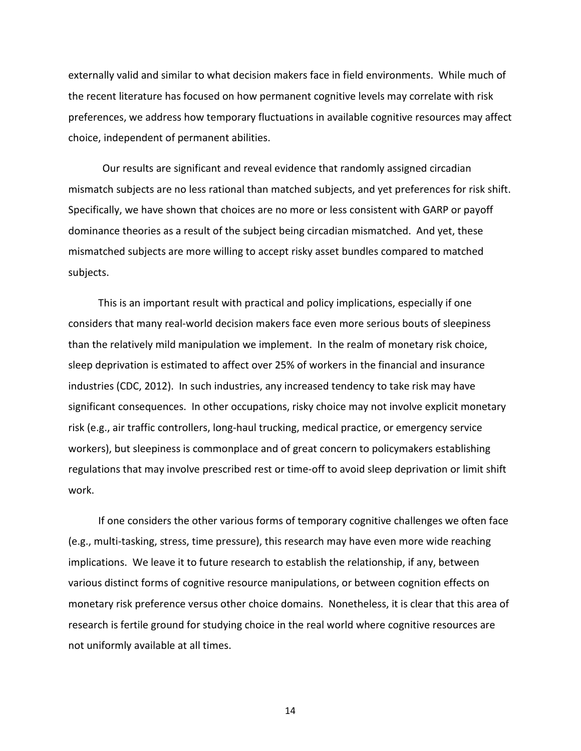externally valid and similar to what decision makers face in field environments. While much of the recent literature has focused on how permanent cognitive levels may correlate with risk preferences, we address how temporary fluctuations in available cognitive resources may affect choice, independent of permanent abilities.

Our results are significant and reveal evidence that randomly assigned circadian mismatch subjects are no less rational than matched subjects, and yet preferences for risk shift. Specifically, we have shown that choices are no more or less consistent with GARP or payoff dominance theories as a result of the subject being circadian mismatched. And yet, these mismatched subjects are more willing to accept risky asset bundles compared to matched subjects.

This is an important result with practical and policy implications, especially if one considers that many real-world decision makers face even more serious bouts of sleepiness than the relatively mild manipulation we implement. In the realm of monetary risk choice, sleep deprivation is estimated to affect over 25% of workers in the financial and insurance industries (CDC, 2012). In such industries, any increased tendency to take risk may have significant consequences. In other occupations, risky choice may not involve explicit monetary risk (e.g., air traffic controllers, long-haul trucking, medical practice, or emergency service workers), but sleepiness is commonplace and of great concern to policymakers establishing regulations that may involve prescribed rest or time-off to avoid sleep deprivation or limit shift work.

If one considers the other various forms of temporary cognitive challenges we often face (e.g., multi-tasking, stress, time pressure), this research may have even more wide reaching implications. We leave it to future research to establish the relationship, if any, between various distinct forms of cognitive resource manipulations, or between cognition effects on monetary risk preference versus other choice domains. Nonetheless, it is clear that this area of research is fertile ground for studying choice in the real world where cognitive resources are not uniformly available at all times.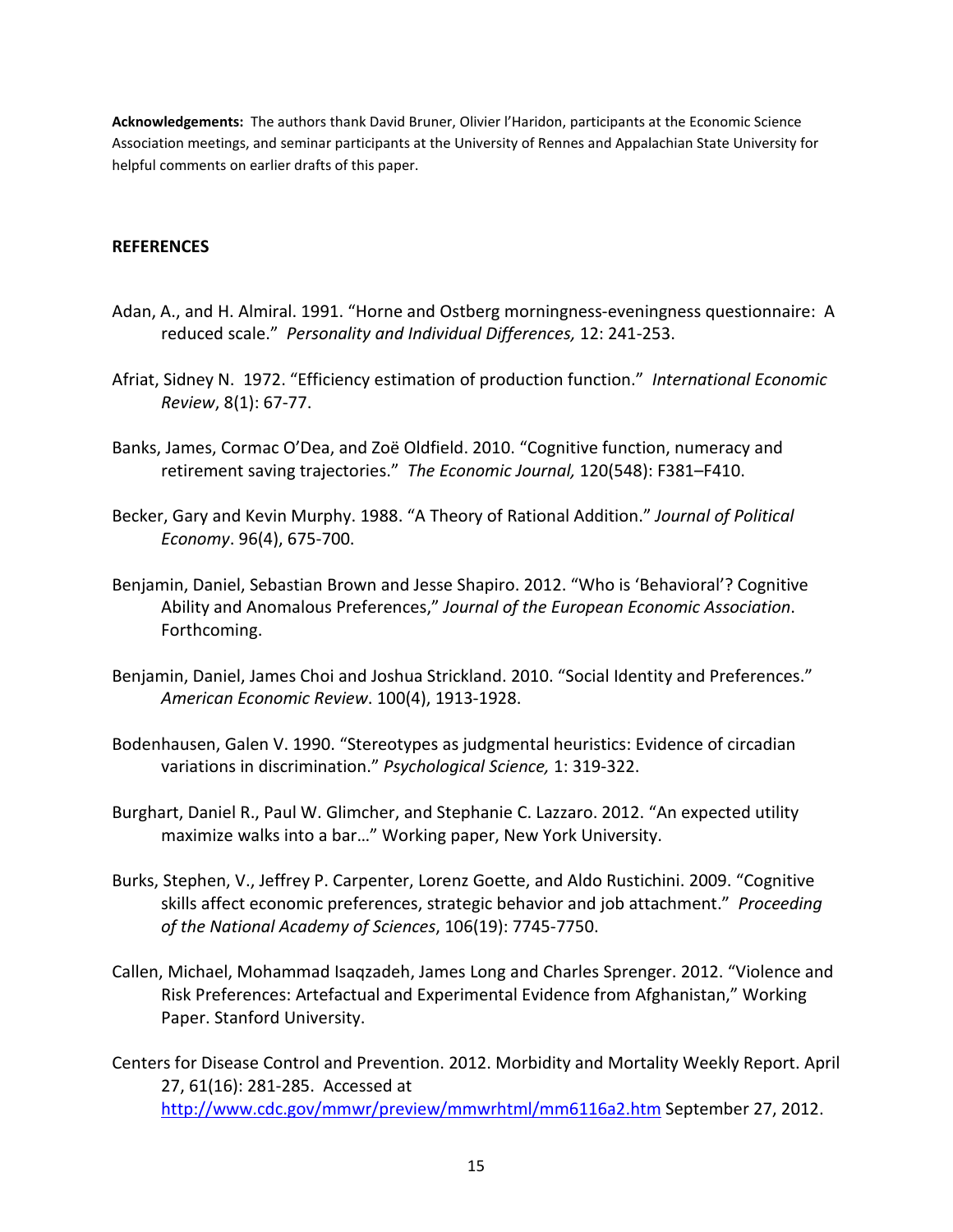**Acknowledgements:** The authors thank David Bruner, Olivier l'Haridon, participants at the Economic Science Association meetings, and seminar participants at the University of Rennes and Appalachian State University for helpful comments on earlier drafts of this paper.

## REFERENCES

Adan, A., and H. Almiral. 1991. "Horne and Ostberg morningness-eveningness questionnaire: A reduced scale." *Personality and Individual Differences,* 12: 241-253.

Afriat, Sidney N. 1972. "Efficiency estimation of production function." *International Economic Review*, 8(1): 67-77.

Banks, James, Cormac O'Dea, and Zoë Oldfield. 2010. "Cognitive function, numeracy and retirement saving trajectories." *The Economic Journal,* 120(548): F381–F410.

Becker, Gary and Kevin Murphy. 1988. "A Theory of Rational Addition." *Journal of Political Economy*. 96(4), 675-700.

Benjamin, Daniel, Sebastian Brown and Jesse Shapiro. 2012. "Who is 'Behavioral'? Cognitive Ability and Anomalous Preferences," *Journal of the European Economic Association*. Forthcoming.

Benjamin, Daniel, James Choi and Joshua Strickland. 2010. "Social Identity and Preferences." *American Economic Review*. 100(4), 1913-1928.

Bodenhausen, Galen V. 1990. "Stereotypes as judgmental heuristics: Evidence of circadian variations in discrimination." *Psychological Science,* 1: 319-322.

Burghart, Daniel R., Paul W. Glimcher, and Stephanie C. Lazzaro. 2012. "An expected utility maximize walks into a bar…" Working paper, New York University.

Burks, Stephen, V., Jeffrey P. Carpenter, Lorenz Goette, and Aldo Rustichini. 2009. "Cognitive skills affect economic preferences, strategic behavior and job attachment." *Proceeding of the National Academy of Sciences*, 106(19): 7745-7750.

Callen, Michael, Mohammad Isaqzadeh, James Long and Charles Sprenger. 2012. "Violence and Risk Preferences: Artefactual and Experimental Evidence from Afghanistan," Working Paper. Stanford University.

Centers for Disease Control and Prevention. 2012. Morbidity and Mortality Weekly Report. April 27, 61(16): 281-285. Accessed at http://www.cdc.gov/mmwr/preview/mmwrhtml/mm6116a2.htm September 27, 2012.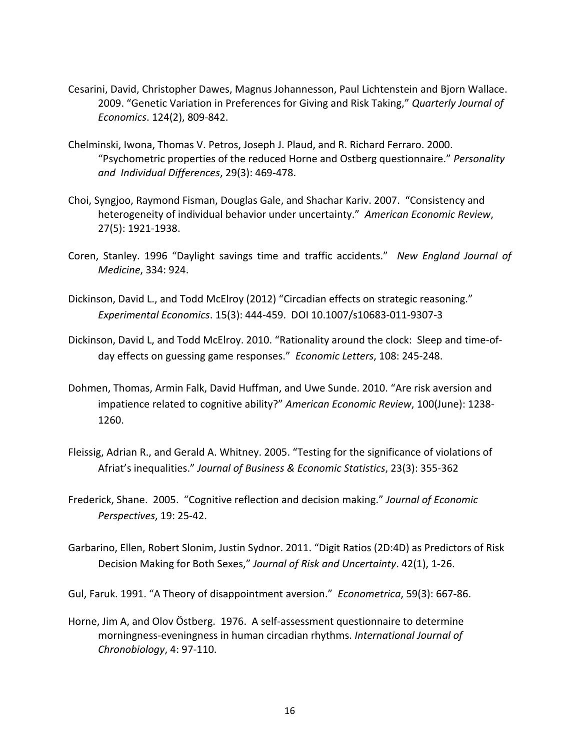Cesarini, David, Christopher Dawes, Magnus Johannesson, Paul Lichtenstein and Bjorn Wallace. 2009. "Genetic Variation in Preferences for Giving and Risk Taking," *Quarterly Journal of Economics*. 124(2), 809-842.

Chelminski, Iwona, Thomas V. Petros, Joseph J. Plaud, and R. Richard Ferraro. 2000. "Psychometric properties of the reduced Horne and Ostberg questionnaire." *Personality and Individual Differences*, 29(3): 469-478.

Choi, Syngjoo, Raymond Fisman, Douglas Gale, and Shachar Kariv. 2007. "Consistency and heterogeneity of individual behavior under uncertainty." *American Economic Review*, 27(5): 1921-1938.

Coren, Stanley. 1996 "Daylight savings time and traffic accidents." *New England Journal of Medicine*, 334: 924.

Dickinson, David L., and Todd McElroy (2012) "Circadian effects on strategic reasoning." *Experimental Economics*. 15(3): 444-459. DOI 10.1007/s10683-011-9307-3

Dickinson, David L, and Todd McElroy. 2010. "Rationality around the clock: Sleep and time-of-day effects on guessing game responses." *Economic Letters*, 108: 245-248.

Dohmen, Thomas, Armin Falk, David Huffman, and Uwe Sunde. 2010. "Are risk aversion and impatience related to cognitive ability?" *American Economic Review*, 100(June): 1238-1260.

Fleissig, Adrian R., and Gerald A. Whitney. 2005. "Testing for the significance of violations of Afriat's inequalities." *Journal of Business & Economic Statistics*, 23(3): 355-362

Frederick, Shane. 2005. "Cognitive reflection and decision making." *Journal of Economic Perspectives*, 19: 25-42.

Garbarino, Ellen, Robert Slonim, Justin Sydnor. 2011. "Digit Ratios (2D:4D) as Predictors of Risk Decision Making for Both Sexes," *Journal of Risk and Uncertainty*. 42(1), 1-26.

Gul, Faruk. 1991. "A Theory of disappointment aversion." *Econometrica*, 59(3): 667-86.

Horne, Jim A, and Olov Östberg. 1976. A self-assessment questionnaire to determine morningness-eveningness in human circadian rhythms. *International Journal of Chronobiology*, 4: 97-110.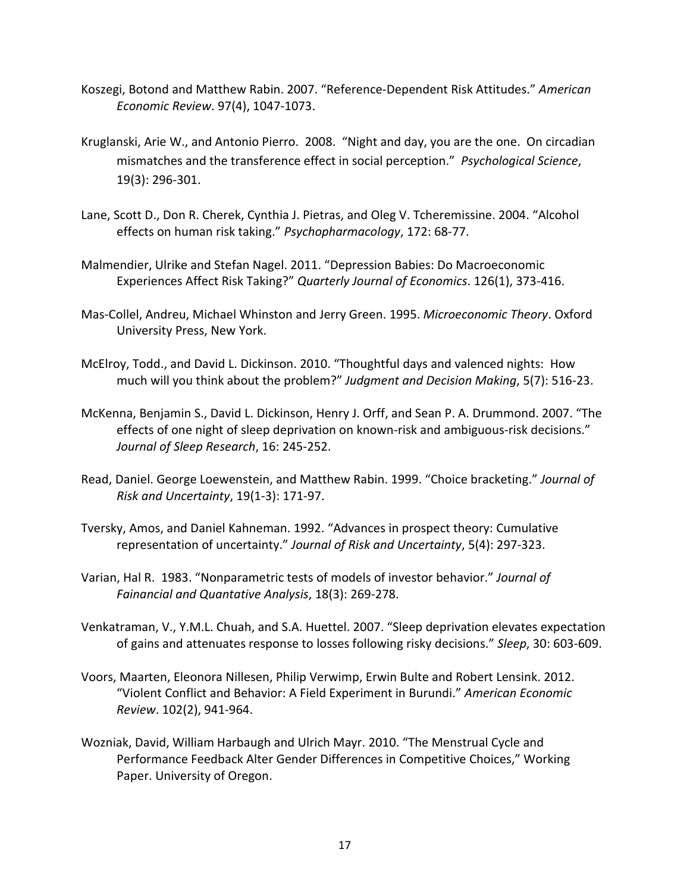Koszegi, Botond and Matthew Rabin. 2007. "Reference-Dependent Risk Attitudes." *American Economic Review*. 97(4), 1047-1073.

Kruglanski, Arie W., and Antonio Pierro. 2008. "Night and day, you are the one. On circadian mismatches and the transference effect in social perception." *Psychological Science*, 19(3): 296-301.

Lane, Scott D., Don R. Cherek, Cynthia J. Pietras, and Oleg V. Tcheremissine. 2004. "Alcohol effects on human risk taking." *Psychopharmacology*, 172: 68-77.

Malmendier, Ulrike and Stefan Nagel. 2011. "Depression Babies: Do Macroeconomic Experiences Affect Risk Taking?" *Quarterly Journal of Economics*. 126(1), 373-416.

Mas-Collel, Andreu, Michael Whinston and Jerry Green. 1995. *Microeconomic Theory*. Oxford University Press, New York.

McElroy, Todd., and David L. Dickinson. 2010. "Thoughtful days and valenced nights: How much will you think about the problem?" *Judgment and Decision Making*, 5(7): 516-23.

McKenna, Benjamin S., David L. Dickinson, Henry J. Orff, and Sean P. A. Drummond. 2007. "The effects of one night of sleep deprivation on known-risk and ambiguous-risk decisions." *Journal of Sleep Research*, 16: 245-252.

Read, Daniel. George Loewenstein, and Matthew Rabin. 1999. "Choice bracketing." *Journal of Risk and Uncertainty*, 19(1-3): 171-97.

Tversky, Amos, and Daniel Kahneman. 1992. "Advances in prospect theory: Cumulative representation of uncertainty." *Journal of Risk and Uncertainty*, 5(4): 297-323.

Varian, Hal R. 1983. "Nonparametric tests of models of investor behavior." *Journal of Fainancial and Quantative Analysis*, 18(3): 269-278.

Venkatraman, V., Y.M.L. Chuah, and S.A. Huettel. 2007. "Sleep deprivation elevates expectation of gains and attenuates response to losses following risky decisions." *Sleep*, 30: 603-609.

Voors, Maarten, Eleonora Nillesen, Philip Verwimp, Erwin Bulte and Robert Lensink. 2012. "Violent Conflict and Behavior: A Field Experiment in Burundi." *American Economic Review*. 102(2), 941-964.

Wozniak, David, William Harbaugh and Ulrich Mayr. 2010. "The Menstrual Cycle and Performance Feedback Alter Gender Differences in Competitive Choices," Working Paper. University of Oregon.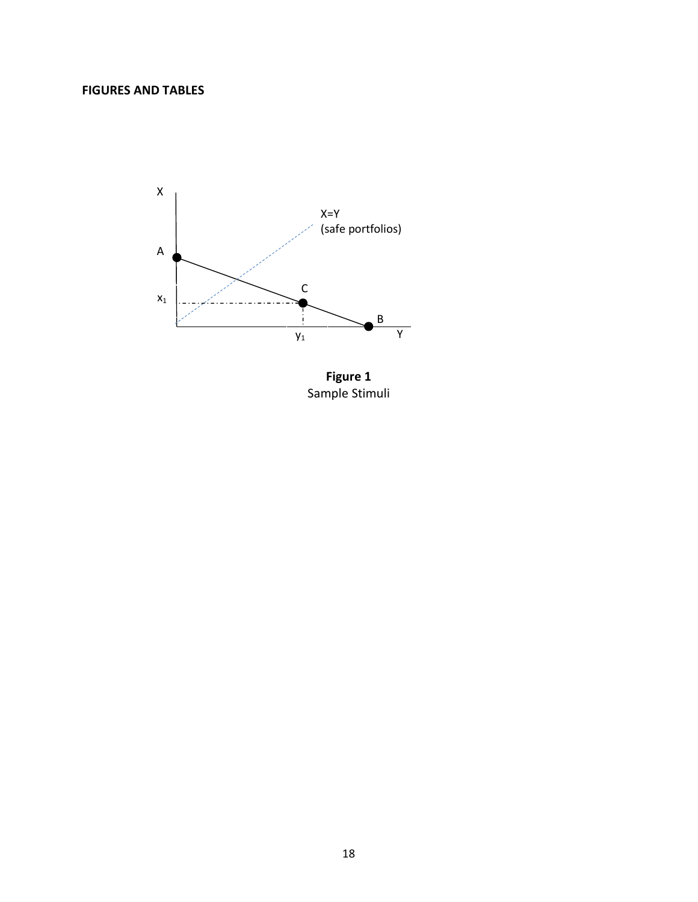**FIGURES AND TABLES**

**Figure 1**
Sample Stimuli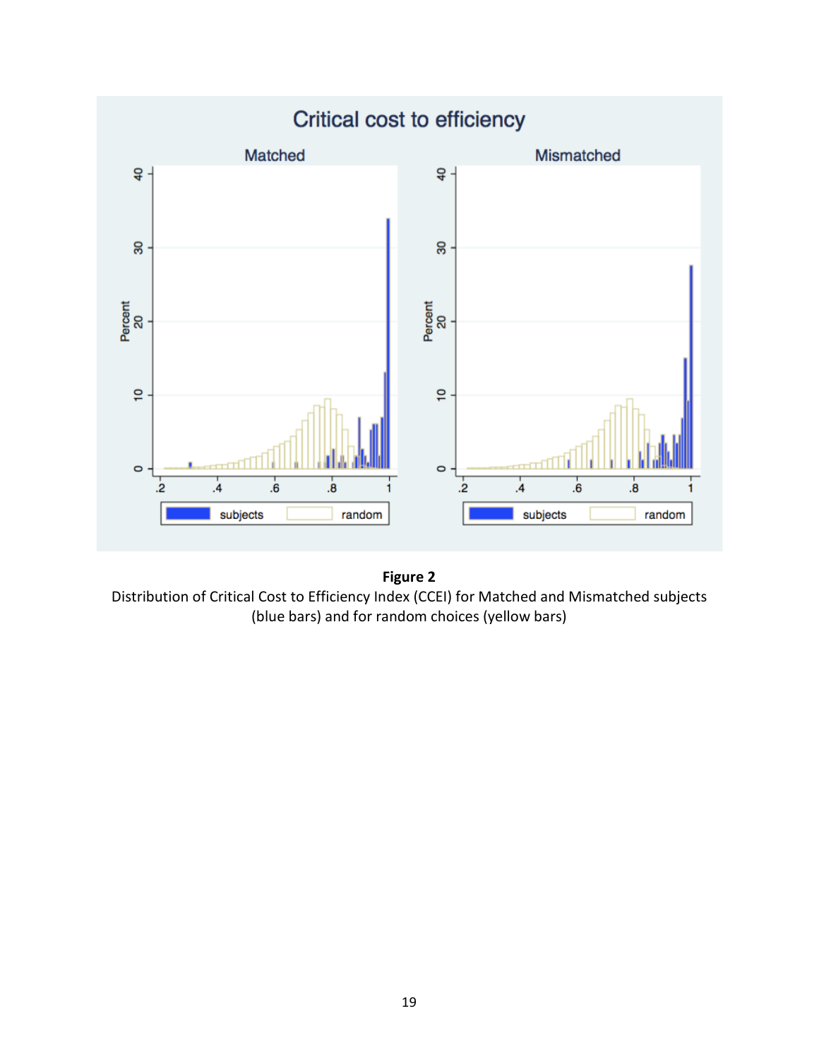**Figure 2**

Distribution of Critical Cost to Efficiency Index (CCEI) for Matched and Mismatched subjects (blue bars) and for random choices (yellow bars)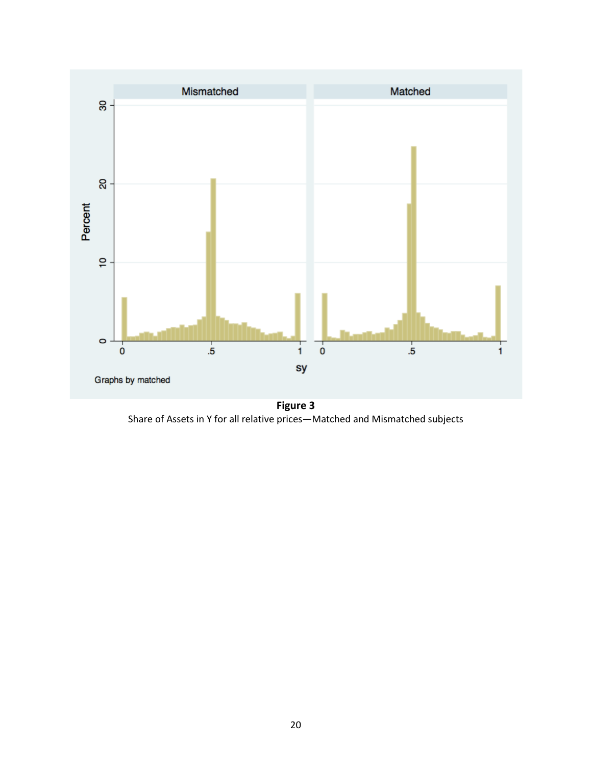**Figure 3**

Share of Assets in Y for all relative prices—Matched and Mismatched subjects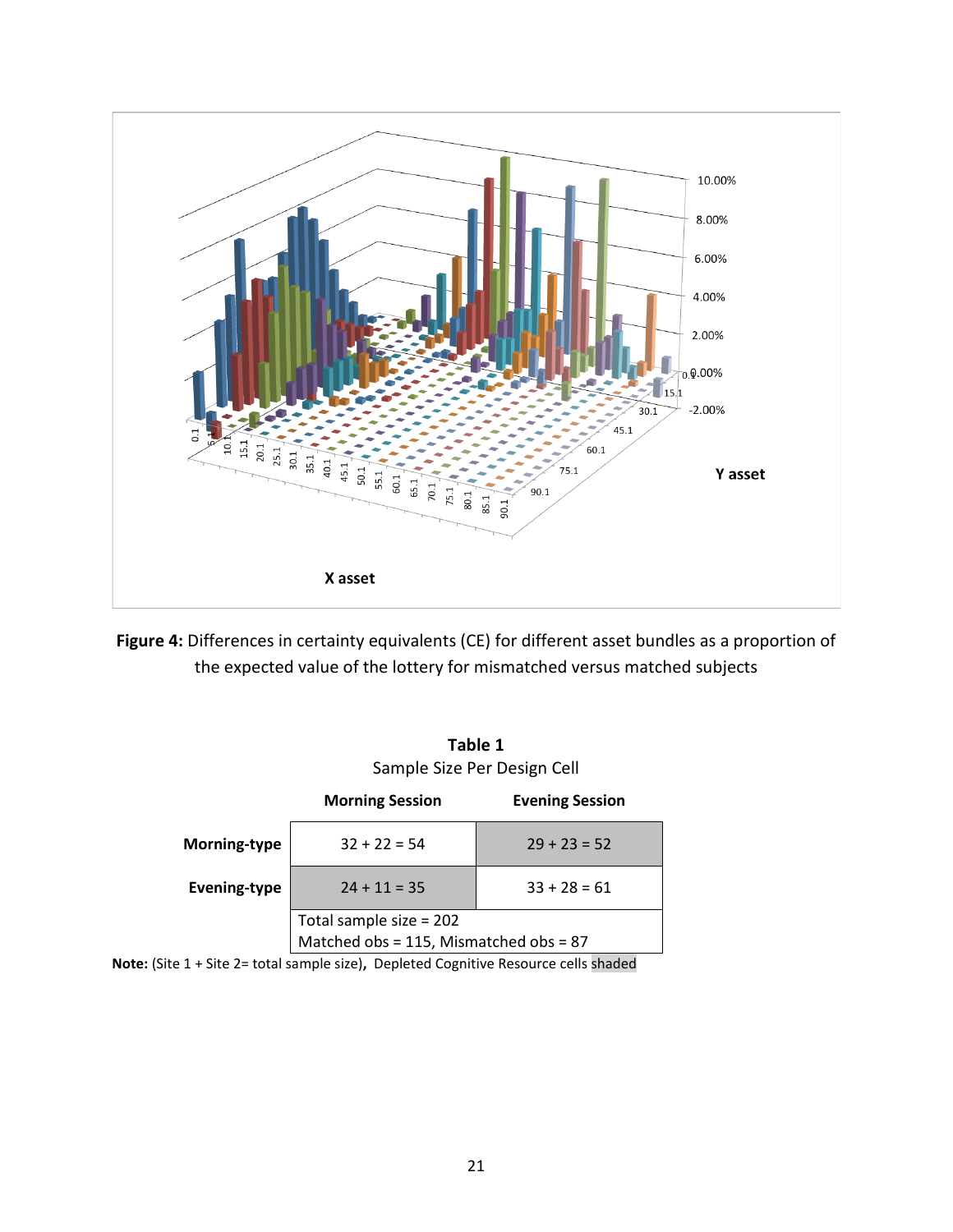**Figure 4:** Differences in certainty equivalents (CE) for different asset bundles as a proportion of the expected value of the lottery for mismatched versus matched subjects

**Table 1**
Sample Size Per Design Cell

| | Morning Session | Evening Session |
|---|---|---|
| **Morning-type** | 32 + 22 = 54 | 29 + 23 = 52 |
| **Evening-type** | 24 + 11 = 35 | 33 + 28 = 61 |
| | Total sample size = 202<br>Matched obs = 115, Mismatched obs = 87 | |

**Note:** (Site 1 + Site 2= total sample size), Depleted Cognitive Resource cells shaded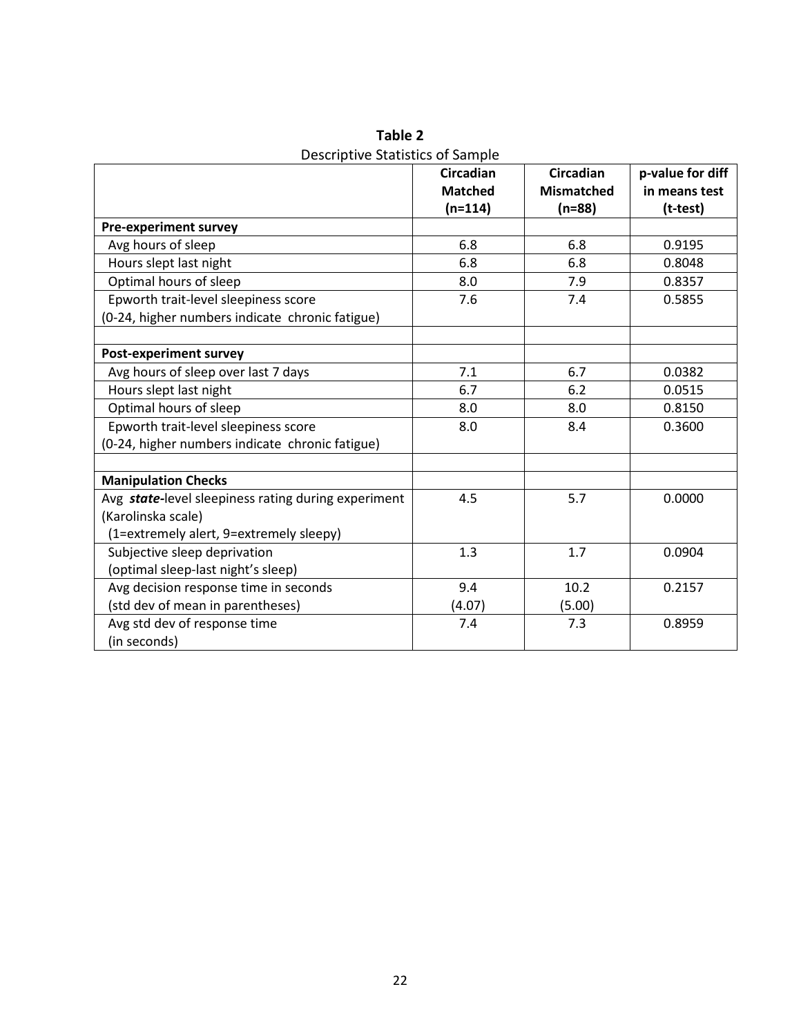**Table 2**

Descriptive Statistics of Sample

| | Circadian Matched (n=114) | Circadian Mismatched (n=88) | p-value for diff in means test (t-test) |
|---|---|---|---|
| **Pre-experiment survey** | | | |
| Avg hours of sleep | 6.8 | 6.8 | 0.9195 |
| Hours slept last night | 6.8 | 6.8 | 0.8048 |
| Optimal hours of sleep | 8.0 | 7.9 | 0.8357 |
| Epworth trait-level sleepiness score (0-24, higher numbers indicate chronic fatigue) | 7.6 | 7.4 | 0.5855 |
| | | | |
| **Post-experiment survey** | | | |
| Avg hours of sleep over last 7 days | 7.1 | 6.7 | 0.0382 |
| Hours slept last night | 6.7 | 6.2 | 0.0515 |
| Optimal hours of sleep | 8.0 | 8.0 | 0.8150 |
| Epworth trait-level sleepiness score (0-24, higher numbers indicate chronic fatigue) | 8.0 | 8.4 | 0.3600 |
| | | | |
| **Manipulation Checks** | | | |
| Avg ***state***-level sleepiness rating during experiment (Karolinska scale) (1=extremely alert, 9=extremely sleepy) | 4.5 | 5.7 | 0.0000 |
| Subjective sleep deprivation (optimal sleep-last night's sleep) | 1.3 | 1.7 | 0.0904 |
| Avg decision response time in seconds (std dev of mean in parentheses) | 9.4 (4.07) | 10.2 (5.00) | 0.2157 |
| Avg std dev of response time (in seconds) | 7.4 | 7.3 | 0.8959 |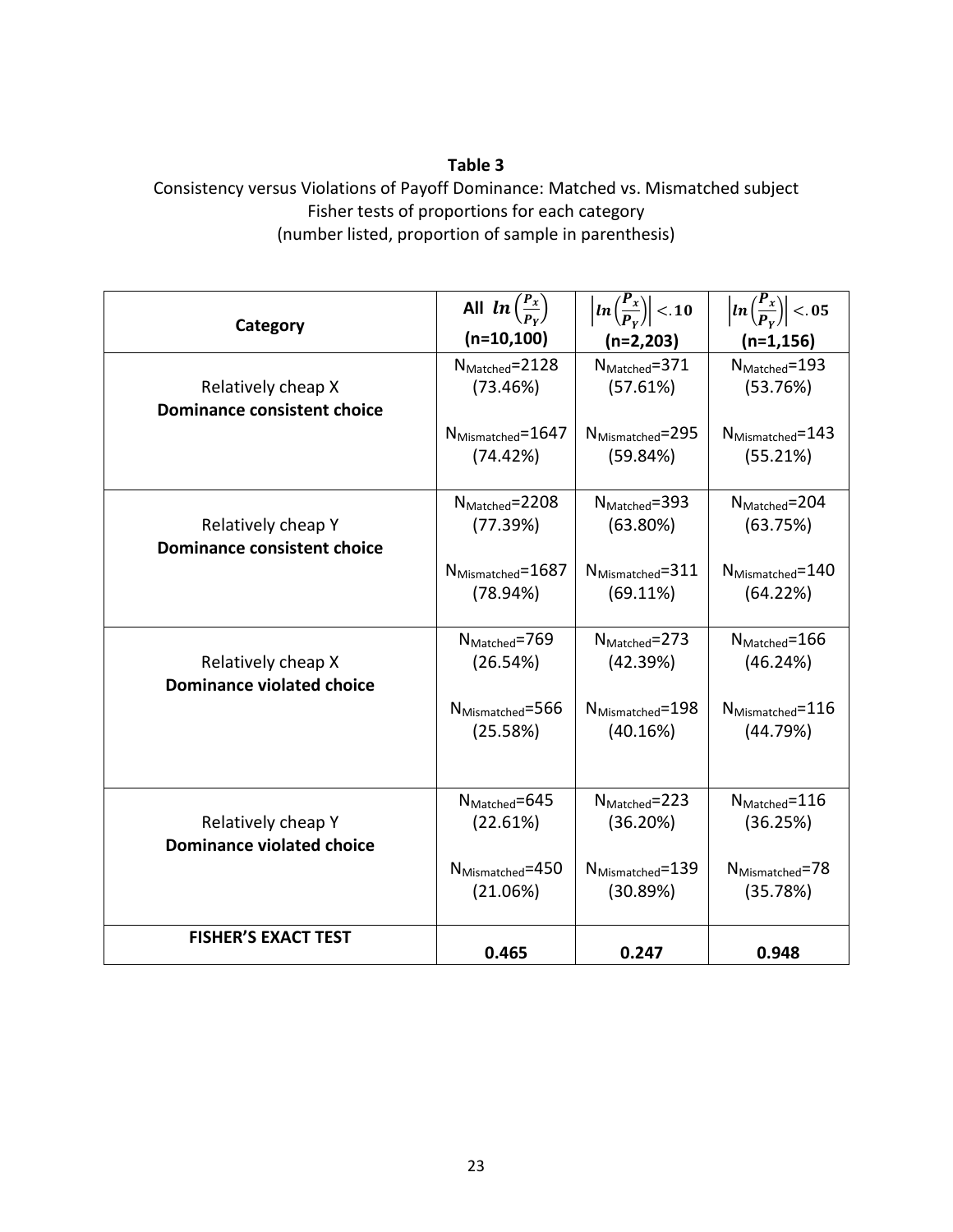**Table 3**

Consistency versus Violations of Payoff Dominance: Matched vs. Mismatched subject
Fisher tests of proportions for each category
(number listed, proportion of sample in parenthesis)

| Category | All $ln\left(\frac{P_x}{P_Y}\right)$ (n=10,100) | $\left\|ln\left(\frac{P_x}{P_Y}\right)\right\| < .10$ (n=2,203) | $\left\|ln\left(\frac{P_x}{P_Y}\right)\right\| < .05$ (n=1,156) |
|---|---|---|---|
| Relatively cheap X **Dominance consistent choice** | $N_{Matched}$=2128 (73.46%) $N_{Mismatched}$=1647 (74.42%) | $N_{Matched}$=371 (57.61%) $N_{Mismatched}$=295 (59.84%) | $N_{Matched}$=193 (53.76%) $N_{Mismatched}$=143 (55.21%) |
| Relatively cheap Y **Dominance consistent choice** | $N_{Matched}$=2208 (77.39%) $N_{Mismatched}$=1687 (78.94%) | $N_{Matched}$=393 (63.80%) $N_{Mismatched}$=311 (69.11%) | $N_{Matched}$=204 (63.75%) $N_{Mismatched}$=140 (64.22%) |
| Relatively cheap X **Dominance violated choice** | $N_{Matched}$=769 (26.54%) $N_{Mismatched}$=566 (25.58%) | $N_{Matched}$=273 (42.39%) $N_{Mismatched}$=198 (40.16%) | $N_{Matched}$=166 (46.24%) $N_{Mismatched}$=116 (44.79%) |
| Relatively cheap Y **Dominance violated choice** | $N_{Matched}$=645 (22.61%) $N_{Mismatched}$=450 (21.06%) | $N_{Matched}$=223 (36.20%) $N_{Mismatched}$=139 (30.89%) | $N_{Matched}$=116 (36.25%) $N_{Mismatched}$=78 (35.78%) |
| **FISHER'S EXACT TEST** | **0.465** | **0.247** | **0.948** |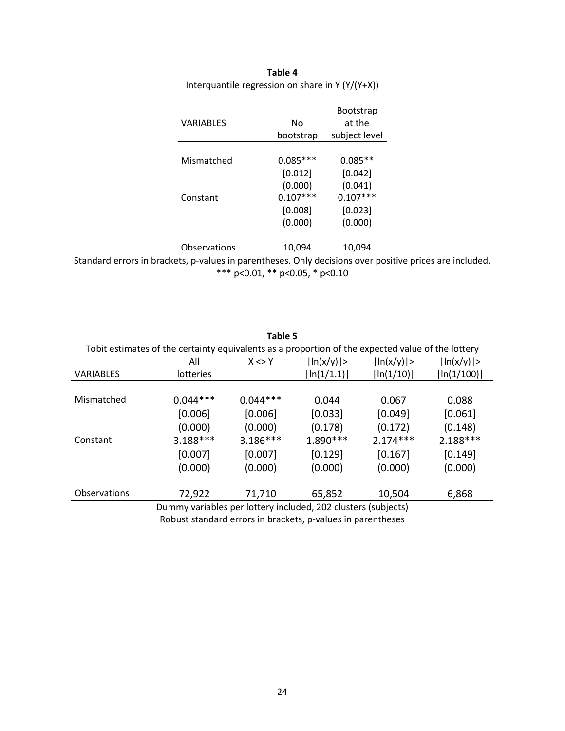**Table 4**

Interquantile regression on share in Y (Y/(Y+X))

| VARIABLES | No bootstrap | Bootstrap at the subject level |
|---|---|---|
| Mismatched | 0.085*** | 0.085** |
| | [0.012] | [0.042] |
| | (0.000) | (0.041) |
| Constant | 0.107*** | 0.107*** |
| | [0.008] | [0.023] |
| | (0.000) | (0.000) |
| Observations | 10,094 | 10,094 |

Standard errors in brackets, p-values in parentheses. Only decisions over positive prices are included.
*** p<0.01, ** p<0.05, * p<0.10

**Table 5**

Tobit estimates of the certainty equivalents as a proportion of the expected value of the lottery

| VARIABLES | All lotteries | X <> Y | \|ln(x/y)\|> \|ln(1/1.1)\| | \|ln(x/y)\|> \|ln(1/10)\| | \|ln(x/y)\|> \|ln(1/100)\| |
|---|---|---|---|---|---|
| Mismatched | 0.044*** | 0.044*** | 0.044 | 0.067 | 0.088 |
| | [0.006] | [0.006] | [0.033] | [0.049] | [0.061] |
| | (0.000) | (0.000) | (0.178) | (0.172) | (0.148) |
| Constant | 3.188*** | 3.186*** | 1.890*** | 2.174*** | 2.188*** |
| | [0.007] | [0.007] | [0.129] | [0.167] | [0.149] |
| | (0.000) | (0.000) | (0.000) | (0.000) | (0.000) |
| Observations | 72,922 | 71,710 | 65,852 | 10,504 | 6,868 |

Dummy variables per lottery included, 202 clusters (subjects)
Robust standard errors in brackets, p-values in parentheses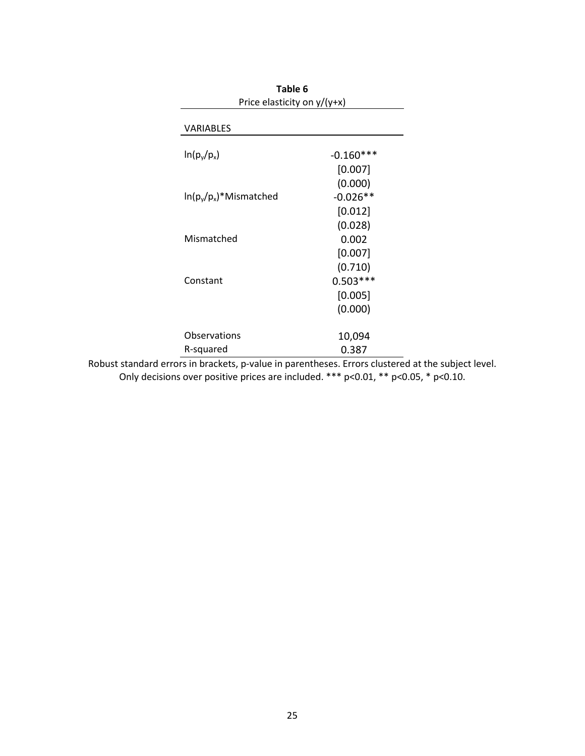**Table 6**

Price elasticity on y/(y+x)

| VARIABLES | |
|---|---|
| $\ln(p_y/p_x)$ | -0.160*** |
| | [0.007] |
| | (0.000) |
| $\ln(p_y/p_x)$*Mismatched | -0.026** |
| | [0.012] |
| | (0.028) |
| Mismatched | 0.002 |
| | [0.007] |
| | (0.710) |
| Constant | 0.503*** |
| | [0.005] |
| | (0.000) |
| Observations | 10,094 |
| R-squared | 0.387 |

Robust standard errors in brackets, p-value in parentheses. Errors clustered at the subject level. Only decisions over positive prices are included. *** p<0.01, ** p<0.05, * p<0.10.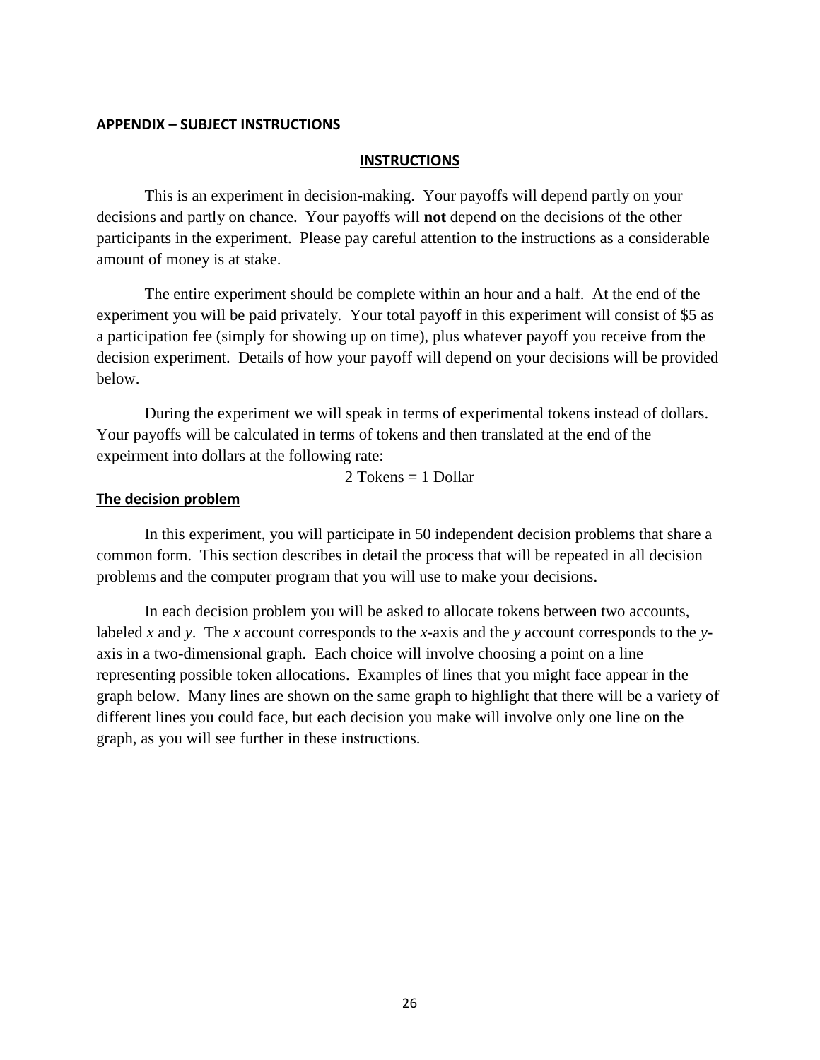## APPENDIX – SUBJECT INSTRUCTIONS

### INSTRUCTIONS

This is an experiment in decision-making. Your payoffs will depend partly on your decisions and partly on chance. Your payoffs will **not** depend on the decisions of the other participants in the experiment. Please pay careful attention to the instructions as a considerable amount of money is at stake.

The entire experiment should be complete within an hour and a half. At the end of the experiment you will be paid privately. Your total payoff in this experiment will consist of $5 as a participation fee (simply for showing up on time), plus whatever payoff you receive from the decision experiment. Details of how your payoff will depend on your decisions will be provided below.

During the experiment we will speak in terms of experimental tokens instead of dollars. Your payoffs will be calculated in terms of tokens and then translated at the end of the expeirment into dollars at the following rate:

2 Tokens = 1 Dollar

### The decision problem

In this experiment, you will participate in 50 independent decision problems that share a common form. This section describes in detail the process that will be repeated in all decision problems and the computer program that you will use to make your decisions.

In each decision problem you will be asked to allocate tokens between two accounts, labeled $x$ and $y$. The $x$ account corresponds to the $x$-axis and the $y$ account corresponds to the $y$-axis in a two-dimensional graph. Each choice will involve choosing a point on a line representing possible token allocations. Examples of lines that you might face appear in the graph below. Many lines are shown on the same graph to highlight that there will be a variety of different lines you could face, but each decision you make will involve only one line on the graph, as you will see further in these instructions.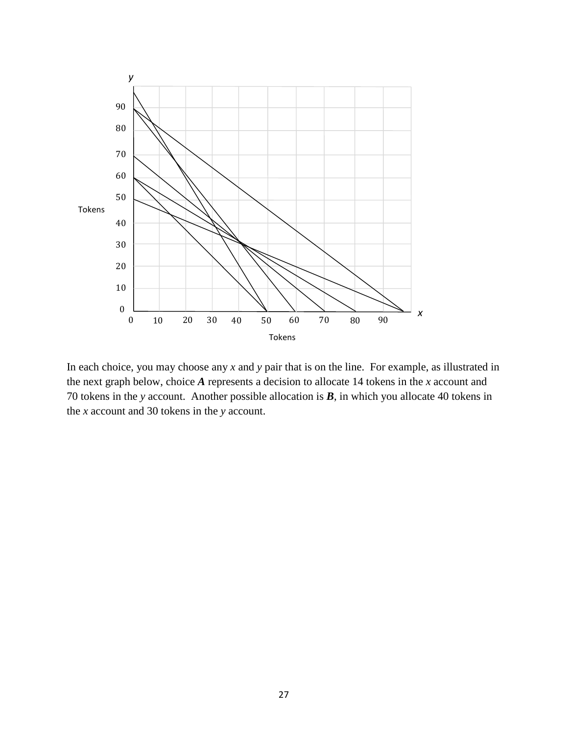In each choice, you may choose any *x* and *y* pair that is on the line. For example, as illustrated in the next graph below, choice ***A*** represents a decision to allocate 14 tokens in the *x* account and 70 tokens in the *y* account. Another possible allocation is ***B***, in which you allocate 40 tokens in the *x* account and 30 tokens in the *y* account.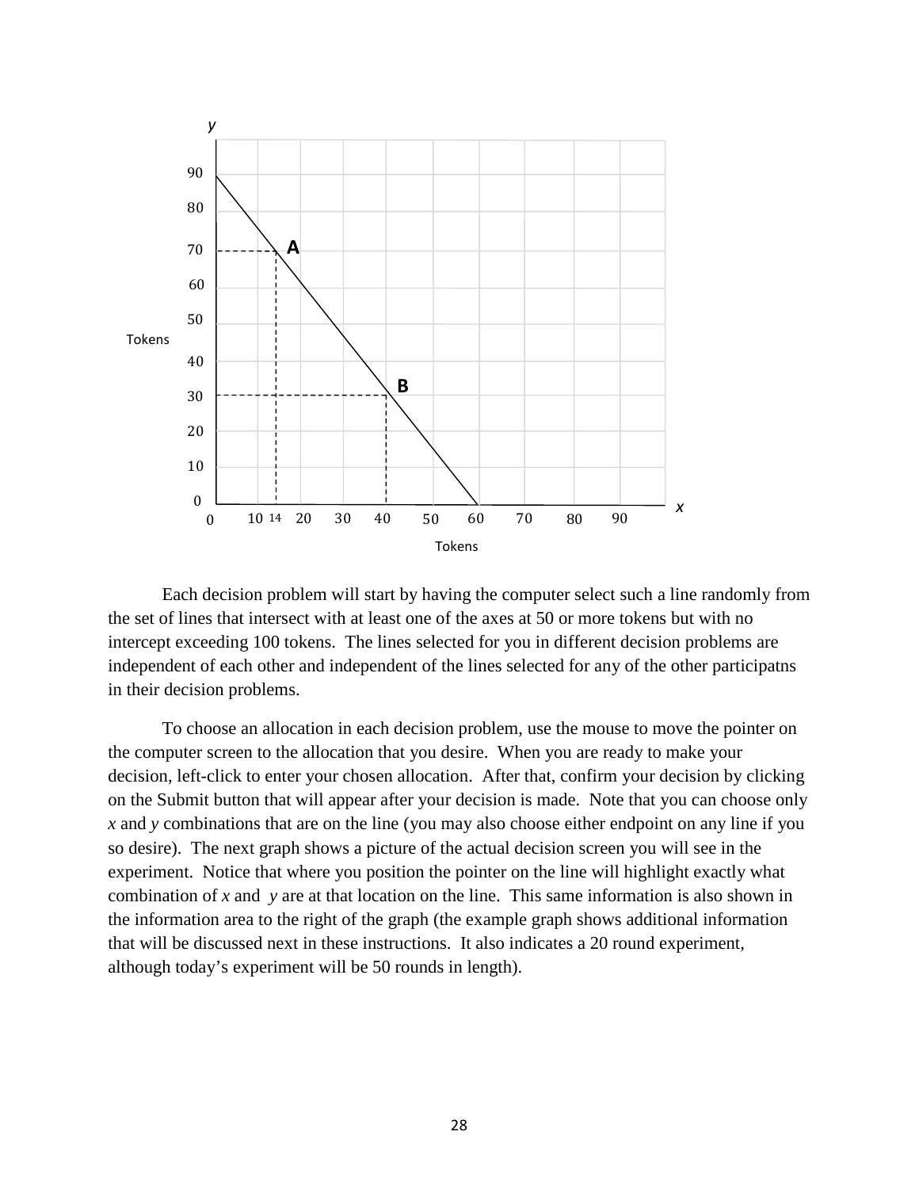Each decision problem will start by having the computer select such a line randomly from the set of lines that intersect with at least one of the axes at 50 or more tokens but with no intercept exceeding 100 tokens. The lines selected for you in different decision problems are independent of each other and independent of the lines selected for any of the other participatns in their decision problems.

To choose an allocation in each decision problem, use the mouse to move the pointer on the computer screen to the allocation that you desire. When you are ready to make your decision, left-click to enter your chosen allocation. After that, confirm your decision by clicking on the Submit button that will appear after your decision is made. Note that you can choose only *x* and *y* combinations that are on the line (you may also choose either endpoint on any line if you so desire). The next graph shows a picture of the actual decision screen you will see in the experiment. Notice that where you position the pointer on the line will highlight exactly what combination of *x* and *y* are at that location on the line. This same information is also shown in the information area to the right of the graph (the example graph shows additional information that will be discussed next in these instructions. It also indicates a 20 round experiment, although today's experiment will be 50 rounds in length).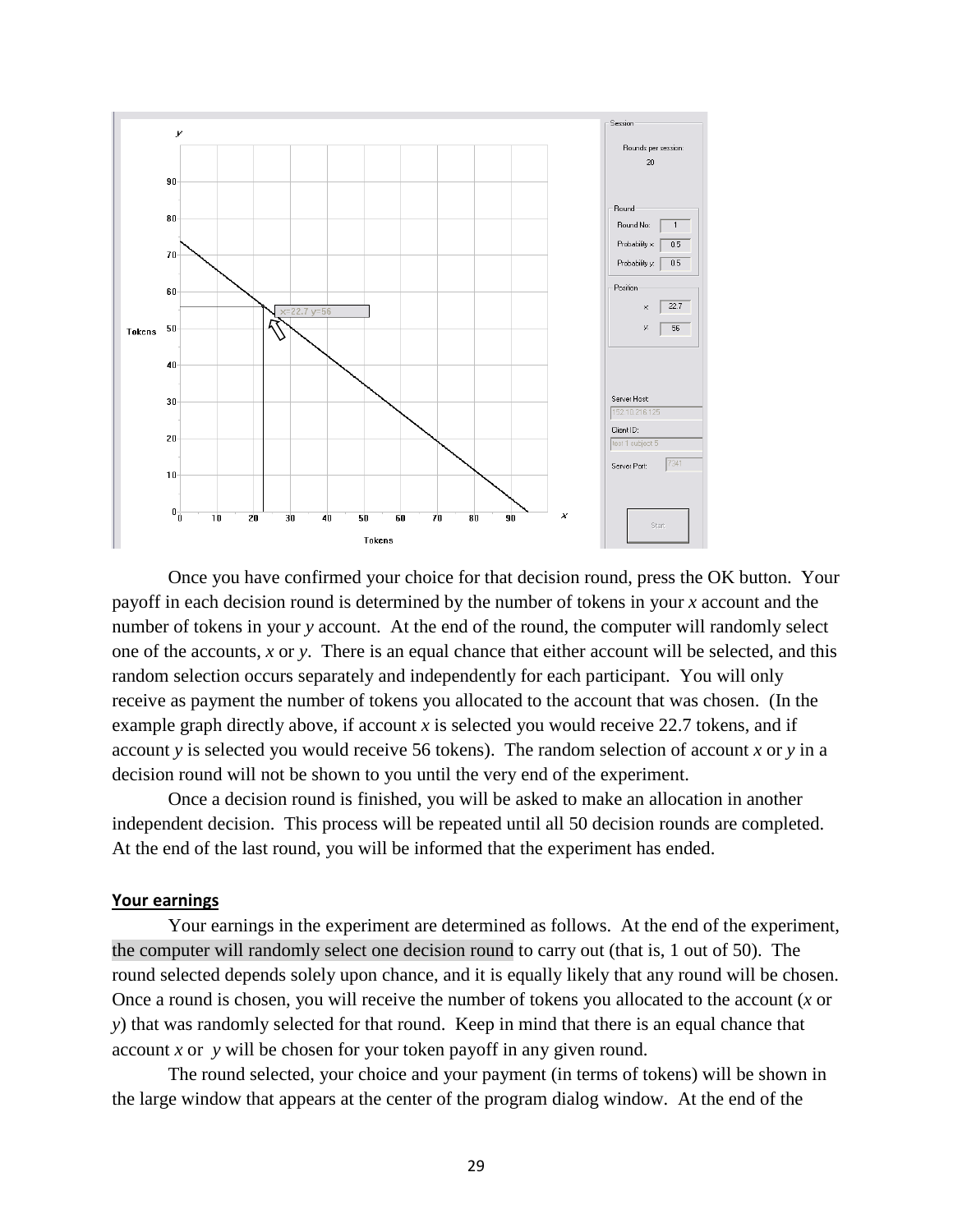Once you have confirmed your choice for that decision round, press the OK button. Your payoff in each decision round is determined by the number of tokens in your *x* account and the number of tokens in your *y* account. At the end of the round, the computer will randomly select one of the accounts, *x* or *y*. There is an equal chance that either account will be selected, and this random selection occurs separately and independently for each participant. You will only receive as payment the number of tokens you allocated to the account that was chosen. (In the example graph directly above, if account *x* is selected you would receive 22.7 tokens, and if account *y* is selected you would receive 56 tokens). The random selection of account *x* or *y* in a decision round will not be shown to you until the very end of the experiment.

Once a decision round is finished, you will be asked to make an allocation in another independent decision. This process will be repeated until all 50 decision rounds are completed. At the end of the last round, you will be informed that the experiment has ended.

**Your earnings**

Your earnings in the experiment are determined as follows. At the end of the experiment, the computer will randomly select one decision round to carry out (that is, 1 out of 50). The round selected depends solely upon chance, and it is equally likely that any round will be chosen. Once a round is chosen, you will receive the number of tokens you allocated to the account (*x* or *y*) that was randomly selected for that round. Keep in mind that there is an equal chance that account *x* or *y* will be chosen for your token payoff in any given round.

The round selected, your choice and your payment (in terms of tokens) will be shown in the large window that appears at the center of the program dialog window. At the end of the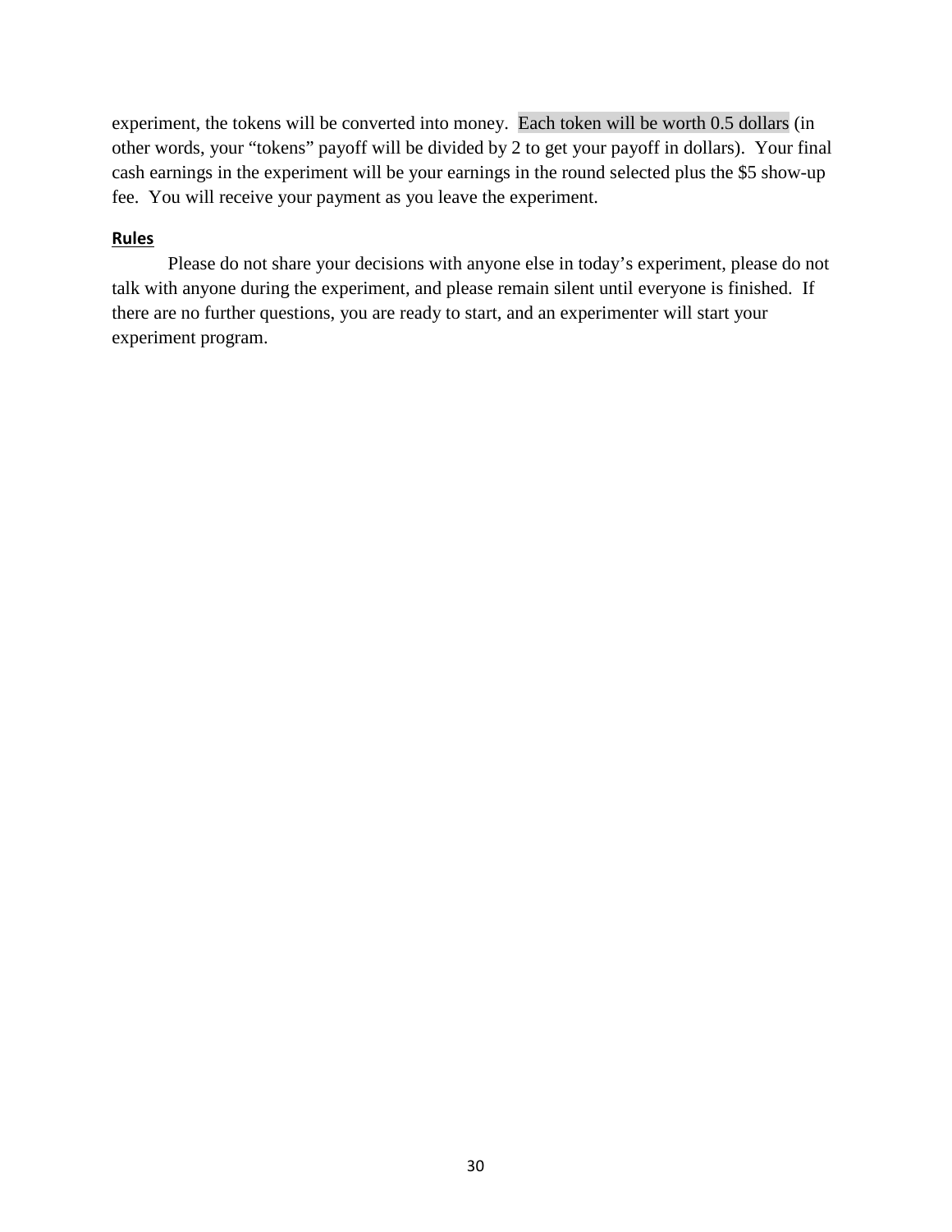experiment, the tokens will be converted into money. Each token will be worth 0.5 dollars (in other words, your "tokens" payoff will be divided by 2 to get your payoff in dollars). Your final cash earnings in the experiment will be your earnings in the round selected plus the $5 show-up fee. You will receive your payment as you leave the experiment.

**Rules**

Please do not share your decisions with anyone else in today's experiment, please do not talk with anyone during the experiment, and please remain silent until everyone is finished. If there are no further questions, you are ready to start, and an experimenter will start your experiment program.